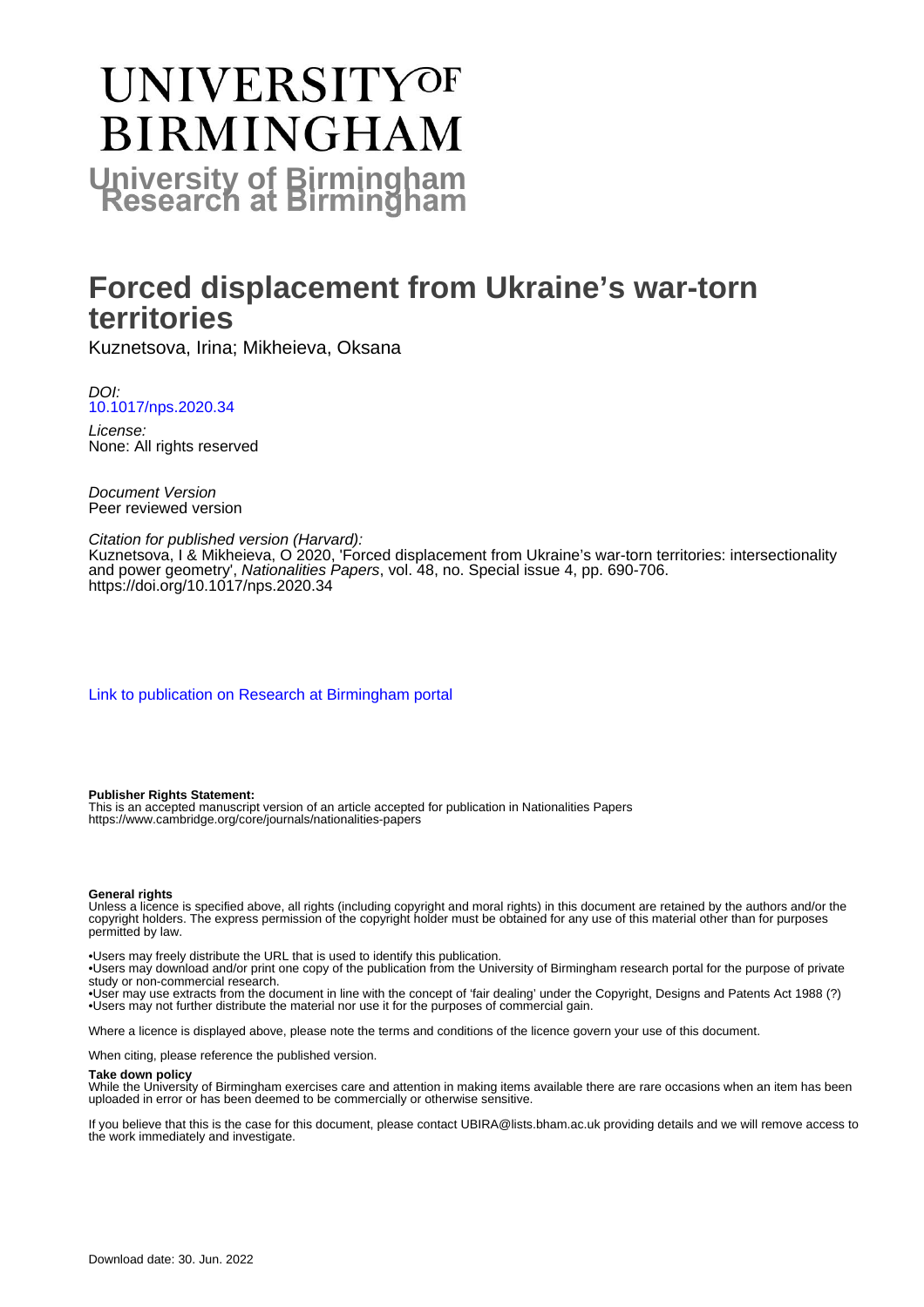# UNIVERSITY OF BIRMINGHAM

**University of Birmingham Research at Birmingham**

# Forced displacement from Ukraine's war-torn territories

Kuznetsova, Irina; Mikheieva, Oksana

*DOI:*
10.1017/nps.2020.34

*License:*
None: All rights reserved

*Document Version*
Peer reviewed version

*Citation for published version (Harvard):*
Kuznetsova, I & Mikheieva, O 2020, 'Forced displacement from Ukraine's war-torn territories: intersectionality and power geometry', *Nationalities Papers*, vol. 48, no. Special issue 4, pp. 690-706. https://doi.org/10.1017/nps.2020.34

Link to publication on Research at Birmingham portal

**Publisher Rights Statement:**
This is an accepted manuscript version of an article accepted for publication in Nationalities Papers
https://www.cambridge.org/core/journals/nationalities-papers

**General rights**
Unless a licence is specified above, all rights (including copyright and moral rights) in this document are retained by the authors and/or the copyright holders. The express permission of the copyright holder must be obtained for any use of this material other than for purposes permitted by law.

•Users may freely distribute the URL that is used to identify this publication.
•Users may download and/or print one copy of the publication from the University of Birmingham research portal for the purpose of private study or non-commercial research.
•User may use extracts from the document in line with the concept of 'fair dealing' under the Copyright, Designs and Patents Act 1988 (?)
•Users may not further distribute the material nor use it for the purposes of commercial gain.

Where a licence is displayed above, please note the terms and conditions of the licence govern your use of this document.

When citing, please reference the published version.

**Take down policy**
While the University of Birmingham exercises care and attention in making items available there are rare occasions when an item has been uploaded in error or has been deemed to be commercially or otherwise sensitive.

If you believe that this is the case for this document, please contact UBIRA@lists.bham.ac.uk providing details and we will remove access to the work immediately and investigate.

Download date: 30. Jun. 2022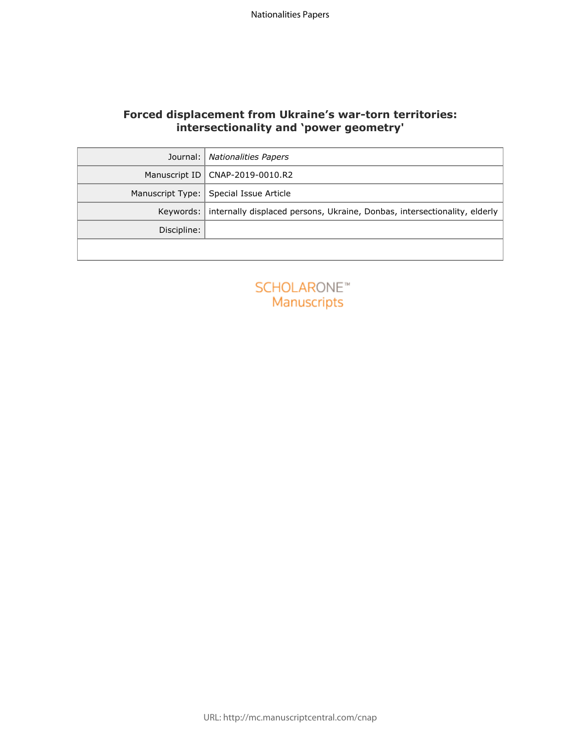# Forced displacement from Ukraine's war-torn territories: intersectionality and 'power geometry'

| Journal: | *Nationalities Papers* |
|---|---|
| Manuscript ID | CNAP-2019-0010.R2 |
| Manuscript Type: | Special Issue Article |
| Keywords: | internally displaced persons, Ukraine, Donbas, intersectionality, elderly |
| Discipline: | |

SCHOLARONE™ Manuscripts

URL: http://mc.manuscriptcentral.com/cnap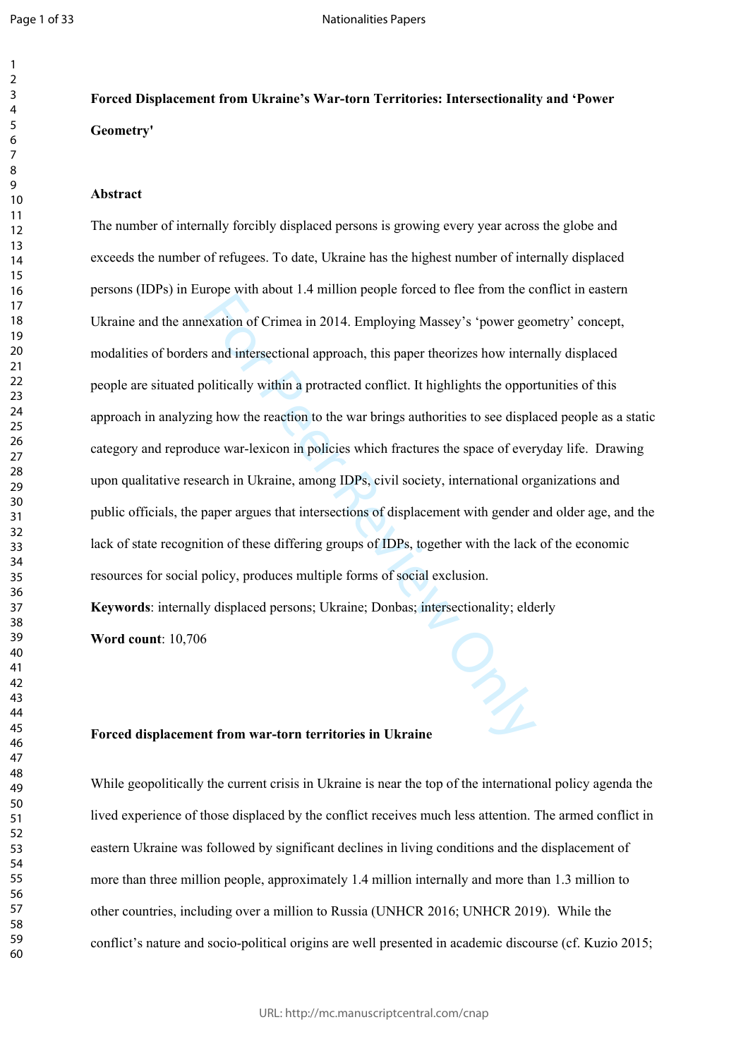**Forced Displacement from Ukraine's War-torn Territories: Intersectionality and 'Power Geometry'**

**Abstract**

The number of internally forcibly displaced persons is growing every year across the globe and exceeds the number of refugees. To date, Ukraine has the highest number of internally displaced persons (IDPs) in Europe with about 1.4 million people forced to flee from the conflict in eastern Ukraine and the annexation of Crimea in 2014. Employing Massey's 'power geometry' concept, modalities of borders and intersectional approach, this paper theorizes how internally displaced people are situated politically within a protracted conflict. It highlights the opportunities of this approach in analyzing how the reaction to the war brings authorities to see displaced people as a static category and reproduce war-lexicon in policies which fractures the space of everyday life. Drawing upon qualitative research in Ukraine, among IDPs, civil society, international organizations and public officials, the paper argues that intersections of displacement with gender and older age, and the lack of state recognition of these differing groups of IDPs, together with the lack of the economic resources for social policy, produces multiple forms of social exclusion.

**Keywords**: internally displaced persons; Ukraine; Donbas; intersectionality; elderly

**Word count**: 10,706

**Forced displacement from war-torn territories in Ukraine**

While geopolitically the current crisis in Ukraine is near the top of the international policy agenda the lived experience of those displaced by the conflict receives much less attention. The armed conflict in eastern Ukraine was followed by significant declines in living conditions and the displacement of more than three million people, approximately 1.4 million internally and more than 1.3 million to other countries, including over a million to Russia (UNHCR 2016; UNHCR 2019). While the conflict's nature and socio-political origins are well presented in academic discourse (cf. Kuzio 2015;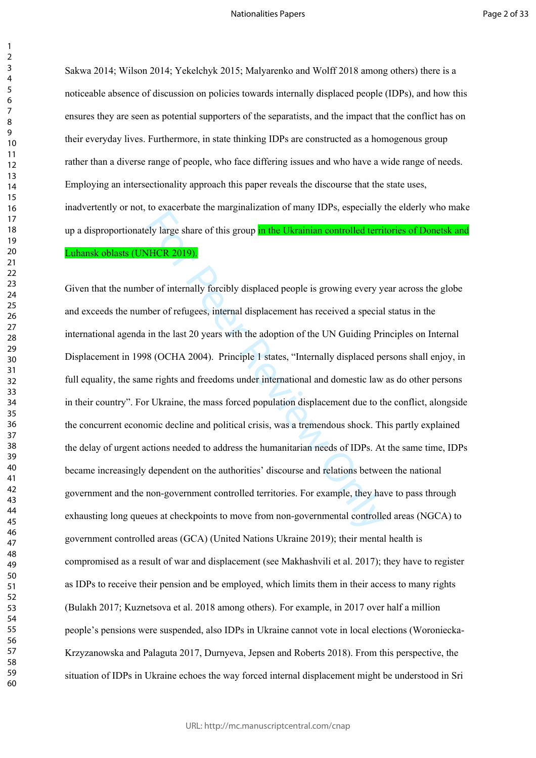Sakwa 2014; Wilson 2014; Yekelchyk 2015; Malyarenko and Wolff 2018 among others) there is a noticeable absence of discussion on policies towards internally displaced people (IDPs), and how this ensures they are seen as potential supporters of the separatists, and the impact that the conflict has on their everyday lives. Furthermore, in state thinking IDPs are constructed as a homogenous group rather than a diverse range of people, who face differing issues and who have a wide range of needs. Employing an intersectionality approach this paper reveals the discourse that the state uses, inadvertently or not, to exacerbate the marginalization of many IDPs, especially the elderly who make up a disproportionately large share of this group in the Ukrainian controlled territories of Donetsk and Luhansk oblasts (UNHCR 2019).

Given that the number of internally forcibly displaced people is growing every year across the globe and exceeds the number of refugees, internal displacement has received a special status in the international agenda in the last 20 years with the adoption of the UN Guiding Principles on Internal Displacement in 1998 (OCHA 2004). Principle 1 states, "Internally displaced persons shall enjoy, in full equality, the same rights and freedoms under international and domestic law as do other persons in their country". For Ukraine, the mass forced population displacement due to the conflict, alongside the concurrent economic decline and political crisis, was a tremendous shock. This partly explained the delay of urgent actions needed to address the humanitarian needs of IDPs. At the same time, IDPs became increasingly dependent on the authorities' discourse and relations between the national government and the non-government controlled territories. For example, they have to pass through exhausting long queues at checkpoints to move from non-governmental controlled areas (NGCA) to government controlled areas (GCA) (United Nations Ukraine 2019); their mental health is compromised as a result of war and displacement (see Makhashvili et al. 2017); they have to register as IDPs to receive their pension and be employed, which limits them in their access to many rights (Bulakh 2017; Kuznetsova et al. 2018 among others). For example, in 2017 over half a million people's pensions were suspended, also IDPs in Ukraine cannot vote in local elections (Woroniecka-Krzyzanowska and Palaguta 2017, Durnyeva, Jepsen and Roberts 2018). From this perspective, the situation of IDPs in Ukraine echoes the way forced internal displacement might be understood in Sri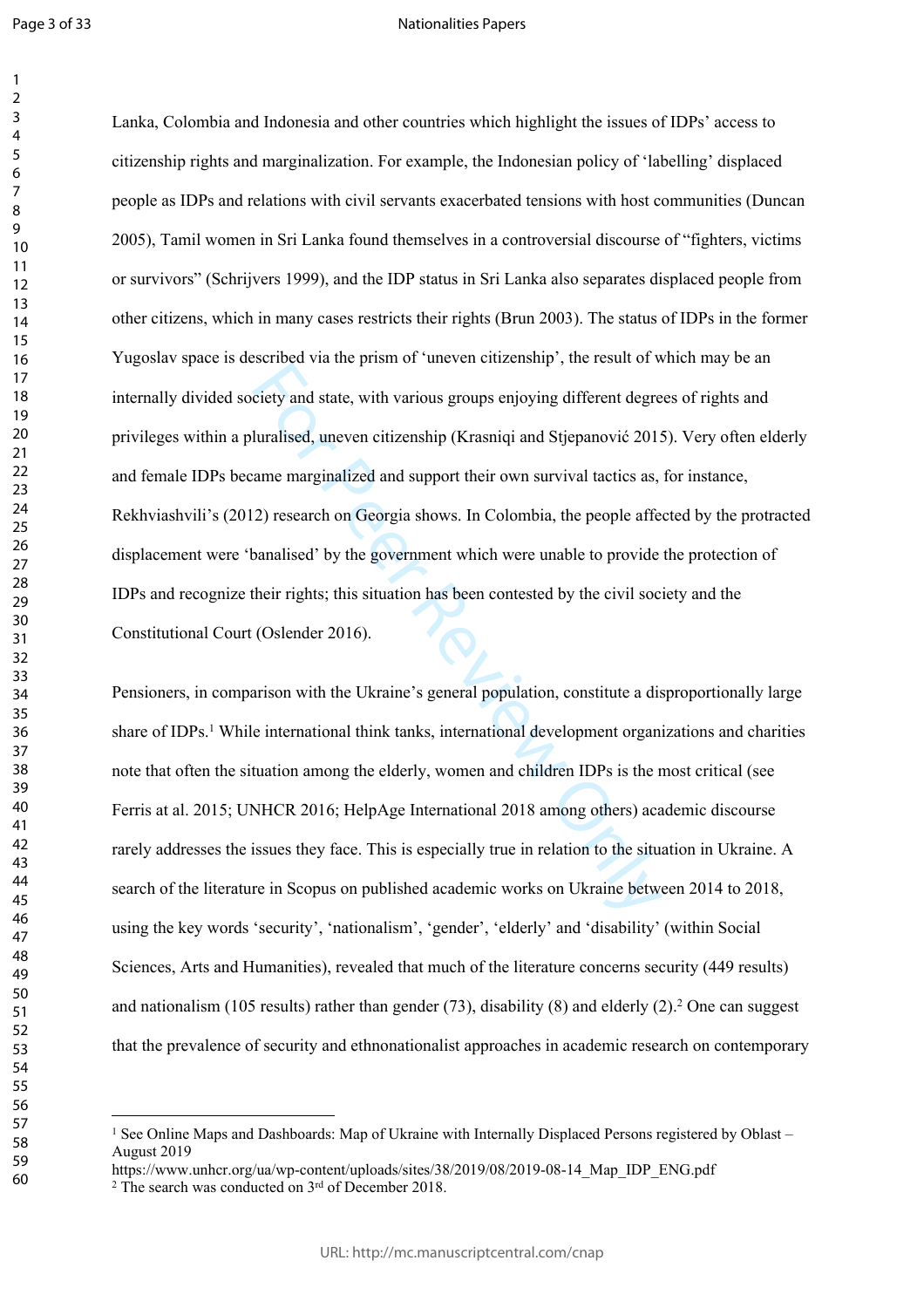Lanka, Colombia and Indonesia and other countries which highlight the issues of IDPs' access to citizenship rights and marginalization. For example, the Indonesian policy of 'labelling' displaced people as IDPs and relations with civil servants exacerbated tensions with host communities (Duncan 2005), Tamil women in Sri Lanka found themselves in a controversial discourse of "fighters, victims or survivors" (Schrijvers 1999), and the IDP status in Sri Lanka also separates displaced people from other citizens, which in many cases restricts their rights (Brun 2003). The status of IDPs in the former Yugoslav space is described via the prism of 'uneven citizenship', the result of which may be an internally divided society and state, with various groups enjoying different degrees of rights and privileges within a pluralised, uneven citizenship (Krasniqi and Stjepanović 2015). Very often elderly and female IDPs became marginalized and support their own survival tactics as, for instance, Rekhviashvili's (2012) research on Georgia shows. In Colombia, the people affected by the protracted displacement were 'banalised' by the government which were unable to provide the protection of IDPs and recognize their rights; this situation has been contested by the civil society and the Constitutional Court (Oslender 2016).

Pensioners, in comparison with the Ukraine's general population, constitute a disproportionally large share of IDPs.[1] While international think tanks, international development organizations and charities note that often the situation among the elderly, women and children IDPs is the most critical (see Ferris at al. 2015; UNHCR 2016; HelpAge International 2018 among others) academic discourse rarely addresses the issues they face. This is especially true in relation to the situation in Ukraine. A search of the literature in Scopus on published academic works on Ukraine between 2014 to 2018, using the key words 'security', 'nationalism', 'gender', 'elderly' and 'disability' (within Social Sciences, Arts and Humanities), revealed that much of the literature concerns security (449 results) and nationalism (105 results) rather than gender (73), disability (8) and elderly (2).[2] One can suggest that the prevalence of security and ethnonationalist approaches in academic research on contemporary

---

[1] See Online Maps and Dashboards: Map of Ukraine with Internally Displaced Persons registered by Oblast – August 2019
https://www.unhcr.org/ua/wp-content/uploads/sites/38/2019/08/2019-08-14_Map_IDP_ENG.pdf

[2] The search was conducted on 3rd of December 2018.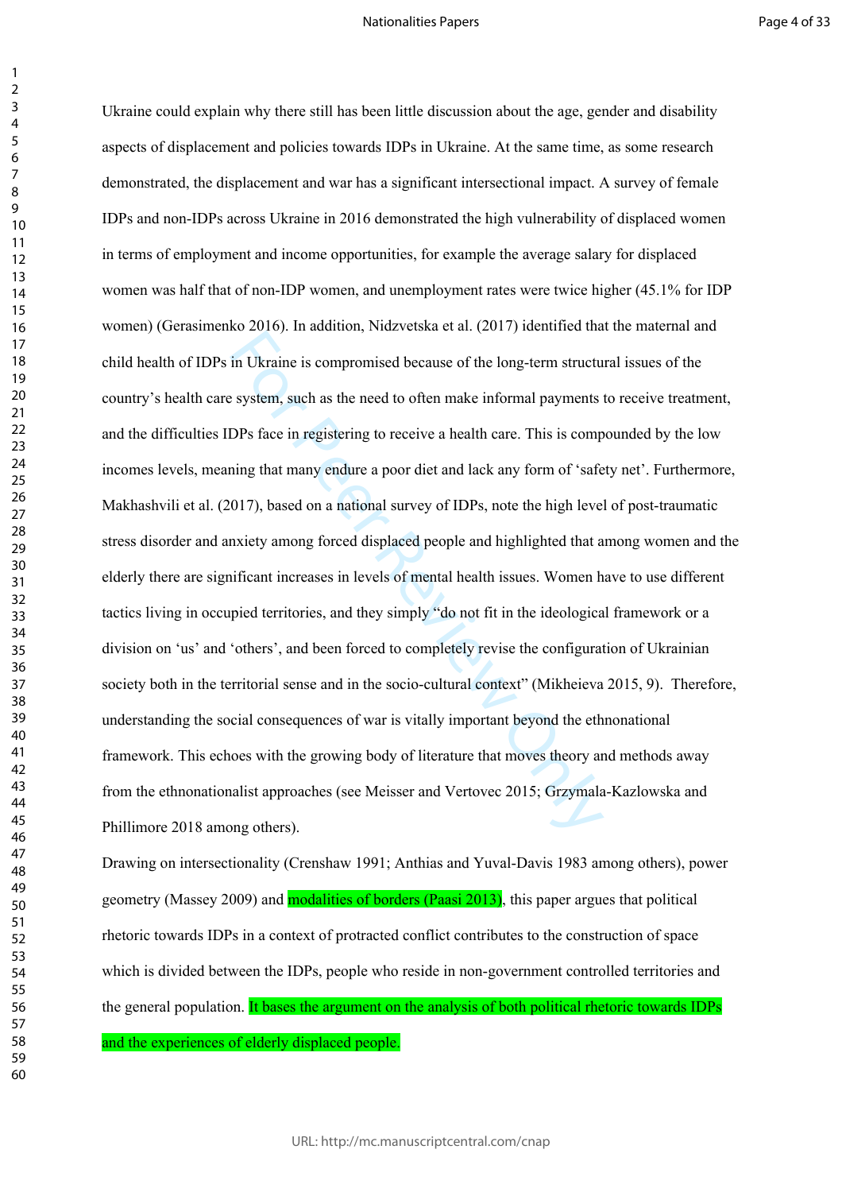Ukraine could explain why there still has been little discussion about the age, gender and disability aspects of displacement and policies towards IDPs in Ukraine. At the same time, as some research demonstrated, the displacement and war has a significant intersectional impact. A survey of female IDPs and non-IDPs across Ukraine in 2016 demonstrated the high vulnerability of displaced women in terms of employment and income opportunities, for example the average salary for displaced women was half that of non-IDP women, and unemployment rates were twice higher (45.1% for IDP women) (Gerasimenko 2016). In addition, Nidzvetska et al. (2017) identified that the maternal and child health of IDPs in Ukraine is compromised because of the long-term structural issues of the country's health care system, such as the need to often make informal payments to receive treatment, and the difficulties IDPs face in registering to receive a health care. This is compounded by the low incomes levels, meaning that many endure a poor diet and lack any form of 'safety net'. Furthermore, Makhashvili et al. (2017), based on a national survey of IDPs, note the high level of post-traumatic stress disorder and anxiety among forced displaced people and highlighted that among women and the elderly there are significant increases in levels of mental health issues. Women have to use different tactics living in occupied territories, and they simply "do not fit in the ideological framework or a division on 'us' and 'others', and been forced to completely revise the configuration of Ukrainian society both in the territorial sense and in the socio-cultural context" (Mikheieva 2015, 9). Therefore, understanding the social consequences of war is vitally important beyond the ethnonational framework. This echoes with the growing body of literature that moves theory and methods away from the ethnonationalist approaches (see Meisser and Vertovec 2015; Grzymala-Kazlowska and Phillimore 2018 among others).

Drawing on intersectionality (Crenshaw 1991; Anthias and Yuval-Davis 1983 among others), power geometry (Massey 2009) and modalities of borders (Paasi 2013), this paper argues that political rhetoric towards IDPs in a context of protracted conflict contributes to the construction of space which is divided between the IDPs, people who reside in non-government controlled territories and the general population. It bases the argument on the analysis of both political rhetoric towards IDPs and the experiences of elderly displaced people.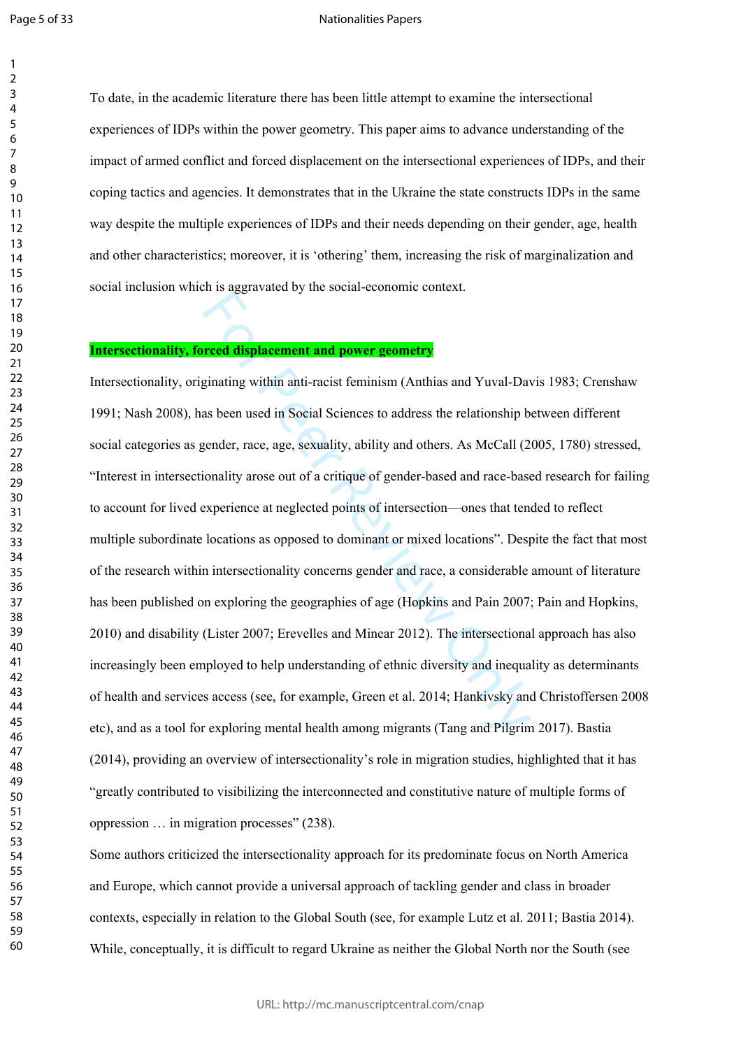To date, in the academic literature there has been little attempt to examine the intersectional experiences of IDPs within the power geometry. This paper aims to advance understanding of the impact of armed conflict and forced displacement on the intersectional experiences of IDPs, and their coping tactics and agencies. It demonstrates that in the Ukraine the state constructs IDPs in the same way despite the multiple experiences of IDPs and their needs depending on their gender, age, health and other characteristics; moreover, it is 'othering' them, increasing the risk of marginalization and social inclusion which is aggravated by the social-economic context.

## Intersectionality, forced displacement and power geometry

Intersectionality, originating within anti-racist feminism (Anthias and Yuval-Davis 1983; Crenshaw 1991; Nash 2008), has been used in Social Sciences to address the relationship between different social categories as gender, race, age, sexuality, ability and others. As McCall (2005, 1780) stressed, "Interest in intersectionality arose out of a critique of gender-based and race-based research for failing to account for lived experience at neglected points of intersection—ones that tended to reflect multiple subordinate locations as opposed to dominant or mixed locations". Despite the fact that most of the research within intersectionality concerns gender and race, a considerable amount of literature has been published on exploring the geographies of age (Hopkins and Pain 2007; Pain and Hopkins, 2010) and disability (Lister 2007; Erevelles and Minear 2012). The intersectional approach has also increasingly been employed to help understanding of ethnic diversity and inequality as determinants of health and services access (see, for example, Green et al. 2014; Hankivsky and Christoffersen 2008 etc), and as a tool for exploring mental health among migrants (Tang and Pilgrim 2017). Bastia (2014), providing an overview of intersectionality's role in migration studies, highlighted that it has "greatly contributed to visibilizing the interconnected and constitutive nature of multiple forms of oppression … in migration processes" (238).

Some authors criticized the intersectionality approach for its predominate focus on North America and Europe, which cannot provide a universal approach of tackling gender and class in broader contexts, especially in relation to the Global South (see, for example Lutz et al. 2011; Bastia 2014). While, conceptually, it is difficult to regard Ukraine as neither the Global North nor the South (see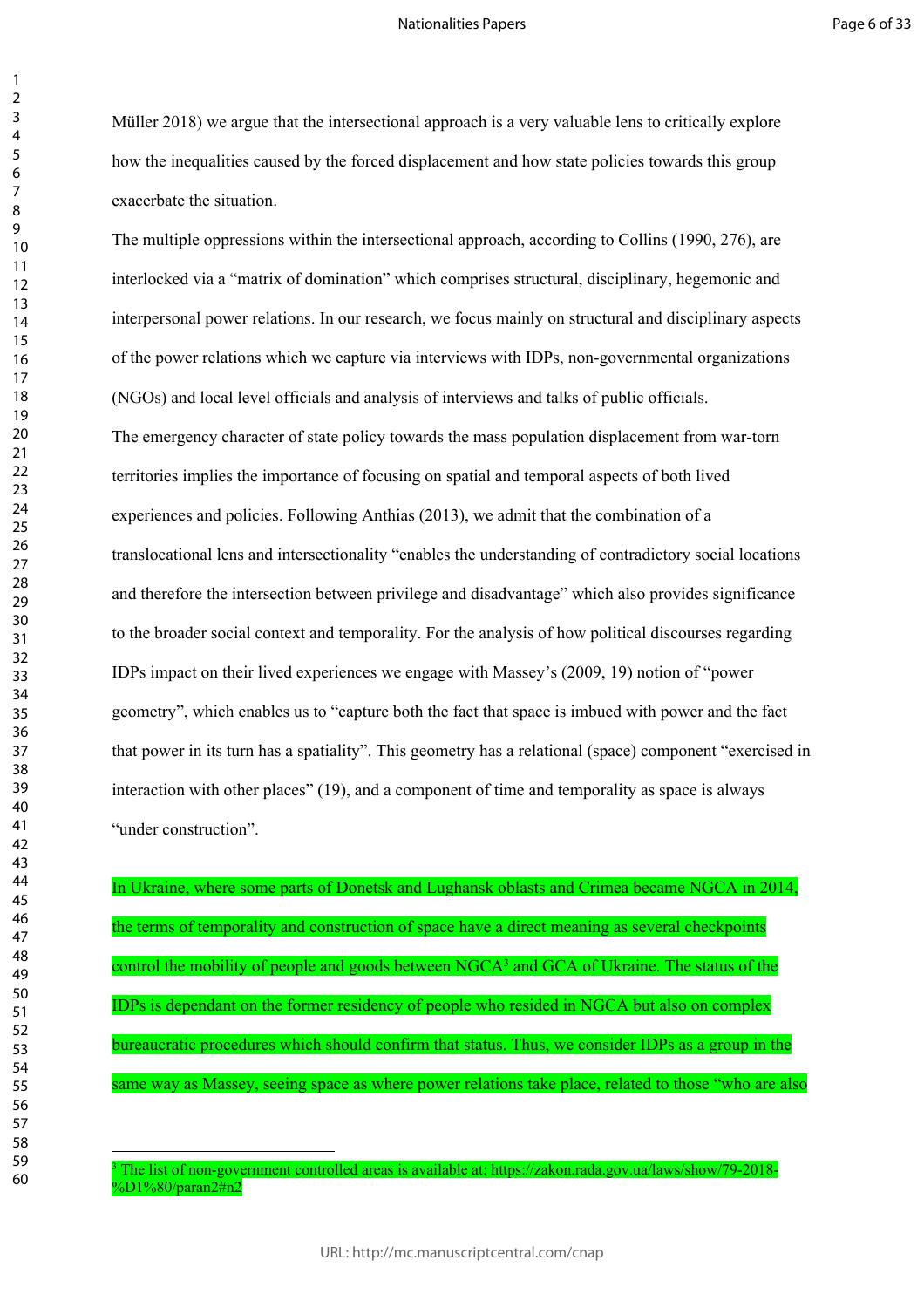Müller 2018) we argue that the intersectional approach is a very valuable lens to critically explore how the inequalities caused by the forced displacement and how state policies towards this group exacerbate the situation.

The multiple oppressions within the intersectional approach, according to Collins (1990, 276), are interlocked via a "matrix of domination" which comprises structural, disciplinary, hegemonic and interpersonal power relations. In our research, we focus mainly on structural and disciplinary aspects of the power relations which we capture via interviews with IDPs, non-governmental organizations (NGOs) and local level officials and analysis of interviews and talks of public officials.

The emergency character of state policy towards the mass population displacement from war-torn territories implies the importance of focusing on spatial and temporal aspects of both lived experiences and policies. Following Anthias (2013), we admit that the combination of a translocational lens and intersectionality "enables the understanding of contradictory social locations and therefore the intersection between privilege and disadvantage" which also provides significance to the broader social context and temporality. For the analysis of how political discourses regarding IDPs impact on their lived experiences we engage with Massey's (2009, 19) notion of "power geometry", which enables us to "capture both the fact that space is imbued with power and the fact that power in its turn has a spatiality". This geometry has a relational (space) component "exercised in interaction with other places" (19), and a component of time and temporality as space is always "under construction".

In Ukraine, where some parts of Donetsk and Lughansk oblasts and Crimea became NGCA in 2014, the terms of temporality and construction of space have a direct meaning as several checkpoints control the mobility of people and goods between NGCA[3] and GCA of Ukraine. The status of the IDPs is dependant on the former residency of people who resided in NGCA but also on complex bureaucratic procedures which should confirm that status. Thus, we consider IDPs as a group in the same way as Massey, seeing space as where power relations take place, related to those "who are also

[3] The list of non-government controlled areas is available at: https://zakon.rada.gov.ua/laws/show/79-2018-%D1%80/paran2#n2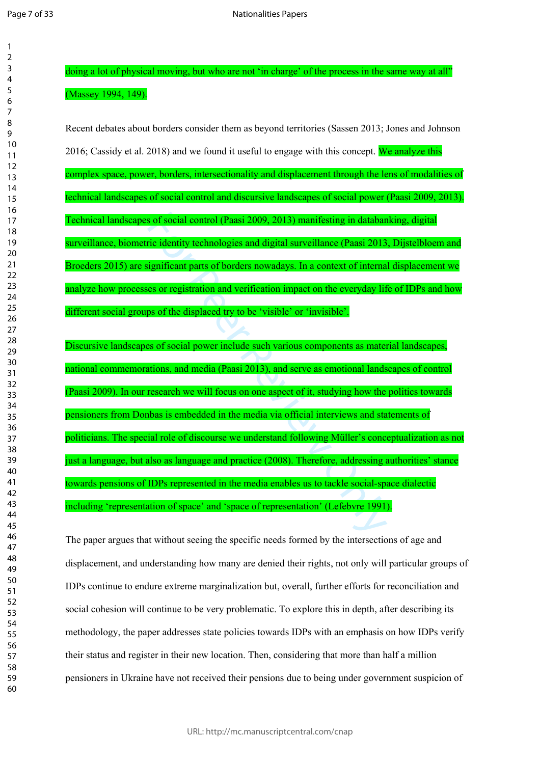doing a lot of physical moving, but who are not 'in charge' of the process in the same way at all" (Massey 1994, 149).

Recent debates about borders consider them as beyond territories (Sassen 2013; Jones and Johnson 2016; Cassidy et al. 2018) and we found it useful to engage with this concept. We analyze this complex space, power, borders, intersectionality and displacement through the lens of modalities of technical landscapes of social control and discursive landscapes of social power (Paasi 2009, 2013). Technical landscapes of social control (Paasi 2009, 2013) manifesting in databanking, digital surveillance, biometric identity technologies and digital surveillance (Paasi 2013, Dijstelbloem and Broeders 2015) are significant parts of borders nowadays. In a context of internal displacement we analyze how processes or registration and verification impact on the everyday life of IDPs and how different social groups of the displaced try to be 'visible' or 'invisible'.

Discursive landscapes of social power include such various components as material landscapes, national commemorations, and media (Paasi 2013), and serve as emotional landscapes of control (Paasi 2009). In our research we will focus on one aspect of it, studying how the politics towards pensioners from Donbas is embedded in the media via official interviews and statements of politicians. The special role of discourse we understand following Müller's conceptualization as not just a language, but also as language and practice (2008). Therefore, addressing authorities' stance towards pensions of IDPs represented in the media enables us to tackle social-space dialectic including 'representation of space' and 'space of representation' (Lefebvre 1991).

The paper argues that without seeing the specific needs formed by the intersections of age and displacement, and understanding how many are denied their rights, not only will particular groups of IDPs continue to endure extreme marginalization but, overall, further efforts for reconciliation and social cohesion will continue to be very problematic. To explore this in depth, after describing its methodology, the paper addresses state policies towards IDPs with an emphasis on how IDPs verify their status and register in their new location. Then, considering that more than half a million pensioners in Ukraine have not received their pensions due to being under government suspicion of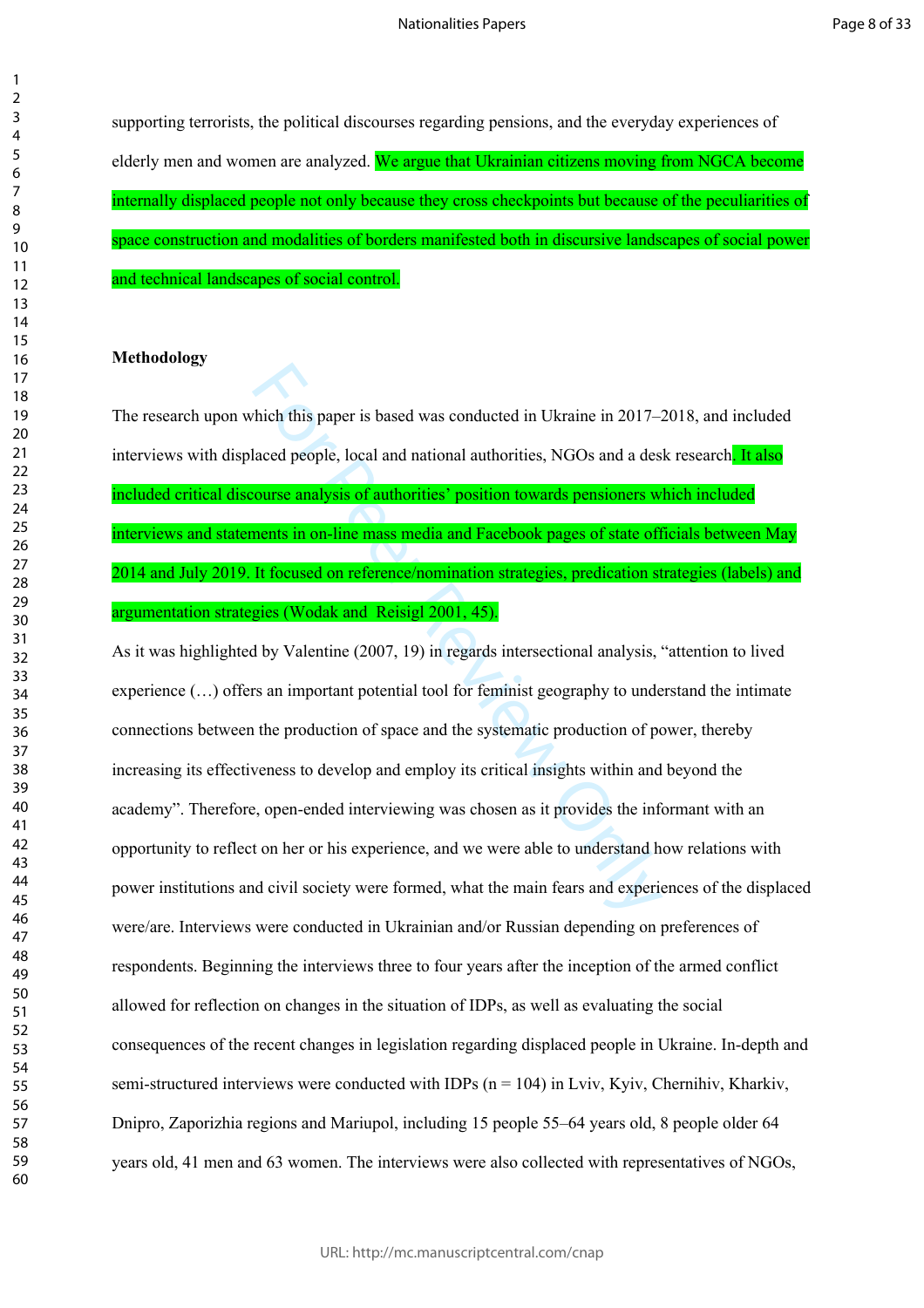supporting terrorists, the political discourses regarding pensions, and the everyday experiences of elderly men and women are analyzed. We argue that Ukrainian citizens moving from NGCA become internally displaced people not only because they cross checkpoints but because of the peculiarities of space construction and modalities of borders manifested both in discursive landscapes of social power and technical landscapes of social control.

**Methodology**

The research upon which this paper is based was conducted in Ukraine in 2017–2018, and included interviews with displaced people, local and national authorities, NGOs and a desk research. It also included critical discourse analysis of authorities' position towards pensioners which included interviews and statements in on-line mass media and Facebook pages of state officials between May 2014 and July 2019. It focused on reference/nomination strategies, predication strategies (labels) and argumentation strategies (Wodak and Reisigl 2001, 45).

As it was highlighted by Valentine (2007, 19) in regards intersectional analysis, "attention to lived experience (…) offers an important potential tool for feminist geography to understand the intimate connections between the production of space and the systematic production of power, thereby increasing its effectiveness to develop and employ its critical insights within and beyond the academy". Therefore, open-ended interviewing was chosen as it provides the informant with an opportunity to reflect on her or his experience, and we were able to understand how relations with power institutions and civil society were formed, what the main fears and experiences of the displaced were/are. Interviews were conducted in Ukrainian and/or Russian depending on preferences of respondents. Beginning the interviews three to four years after the inception of the armed conflict allowed for reflection on changes in the situation of IDPs, as well as evaluating the social consequences of the recent changes in legislation regarding displaced people in Ukraine. In-depth and semi-structured interviews were conducted with IDPs (n = 104) in Lviv, Kyiv, Chernihiv, Kharkiv, Dnipro, Zaporizhia regions and Mariupol, including 15 people 55–64 years old, 8 people older 64 years old, 41 men and 63 women. The interviews were also collected with representatives of NGOs,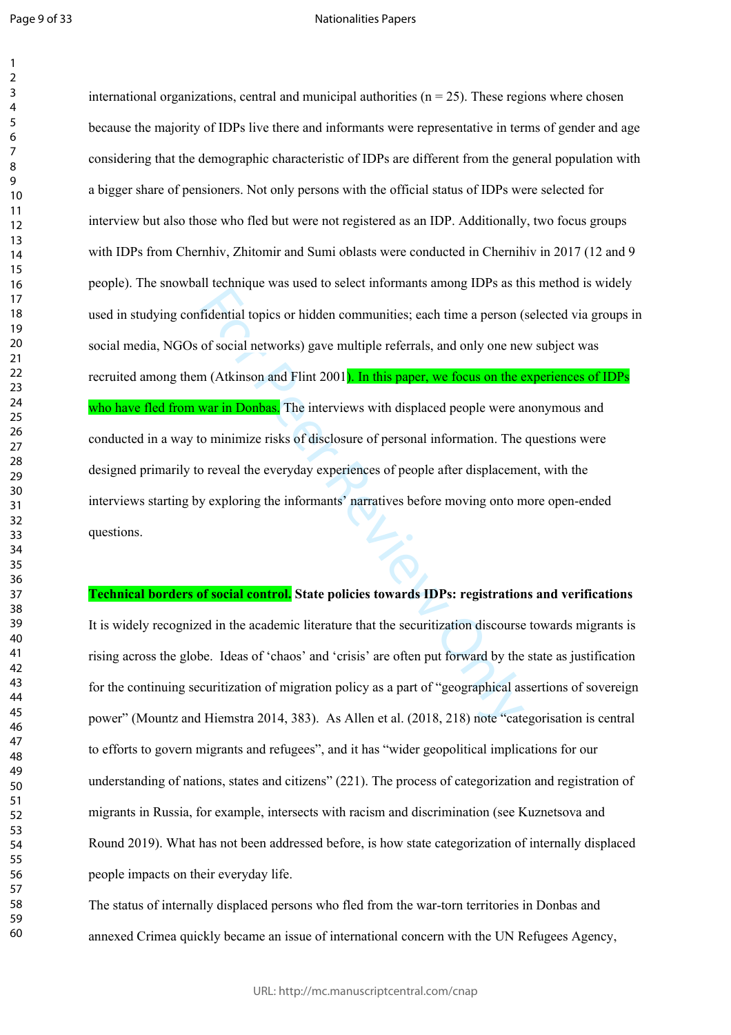international organizations, central and municipal authorities (n = 25). These regions where chosen because the majority of IDPs live there and informants were representative in terms of gender and age considering that the demographic characteristic of IDPs are different from the general population with a bigger share of pensioners. Not only persons with the official status of IDPs were selected for interview but also those who fled but were not registered as an IDP. Additionally, two focus groups with IDPs from Chernhiv, Zhitomir and Sumi oblasts were conducted in Chernihiv in 2017 (12 and 9 people). The snowball technique was used to select informants among IDPs as this method is widely used in studying confidential topics or hidden communities; each time a person (selected via groups in social media, NGOs of social networks) gave multiple referrals, and only one new subject was recruited among them (Atkinson and Flint 2001). In this paper, we focus on the experiences of IDPs who have fled from war in Donbas. The interviews with displaced people were anonymous and conducted in a way to minimize risks of disclosure of personal information. The questions were designed primarily to reveal the everyday experiences of people after displacement, with the interviews starting by exploring the informants' narratives before moving onto more open-ended questions.

**Technical borders of social control. State policies towards IDPs: registrations and verifications**

It is widely recognized in the academic literature that the securitization discourse towards migrants is rising across the globe. Ideas of 'chaos' and 'crisis' are often put forward by the state as justification for the continuing securitization of migration policy as a part of "geographical assertions of sovereign power" (Mountz and Hiemstra 2014, 383). As Allen et al. (2018, 218) note "categorisation is central to efforts to govern migrants and refugees", and it has "wider geopolitical implications for our understanding of nations, states and citizens" (221). The process of categorization and registration of migrants in Russia, for example, intersects with racism and discrimination (see Kuznetsova and Round 2019). What has not been addressed before, is how state categorization of internally displaced people impacts on their everyday life.

The status of internally displaced persons who fled from the war-torn territories in Donbas and annexed Crimea quickly became an issue of international concern with the UN Refugees Agency,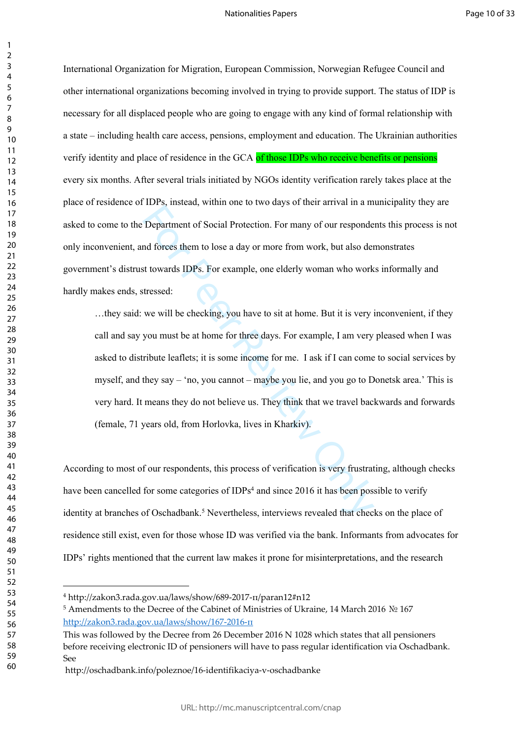International Organization for Migration, European Commission, Norwegian Refugee Council and other international organizations becoming involved in trying to provide support. The status of IDP is necessary for all displaced people who are going to engage with any kind of formal relationship with a state – including health care access, pensions, employment and education. The Ukrainian authorities verify identity and place of residence in the GCA of those IDPs who receive benefits or pensions every six months. After several trials initiated by NGOs identity verification rarely takes place at the place of residence of IDPs, instead, within one to two days of their arrival in a municipality they are asked to come to the Department of Social Protection. For many of our respondents this process is not only inconvenient, and forces them to lose a day or more from work, but also demonstrates government's distrust towards IDPs. For example, one elderly woman who works informally and hardly makes ends, stressed:

> …they said: we will be checking, you have to sit at home. But it is very inconvenient, if they call and say you must be at home for three days. For example, I am very pleased when I was asked to distribute leaflets; it is some income for me. I ask if I can come to social services by myself, and they say – 'no, you cannot – maybe you lie, and you go to Donetsk area.' This is very hard. It means they do not believe us. They think that we travel backwards and forwards (female, 71 years old, from Horlovka, lives in Kharkiv).

According to most of our respondents, this process of verification is very frustrating, although checks have been cancelled for some categories of IDPs[4] and since 2016 it has been possible to verify identity at branches of Oschadbank.[5] Nevertheless, interviews revealed that checks on the place of residence still exist, even for those whose ID was verified via the bank. Informants from advocates for IDPs' rights mentioned that the current law makes it prone for misinterpretations, and the research

---

[4] http://zakon3.rada.gov.ua/laws/show/689-2017-п/paran12#n12

[5] Amendments to the Decree of the Cabinet of Ministries of Ukraine, 14 March 2016 № 167 http://zakon3.rada.gov.ua/laws/show/167-2016-п

This was followed by the Decree from 26 December 2016 N 1028 which states that all pensioners before receiving electronic ID of pensioners will have to pass regular identification via Oschadbank. See

http://oschadbank.info/poleznoe/16-identifikaciya-v-oschadbanke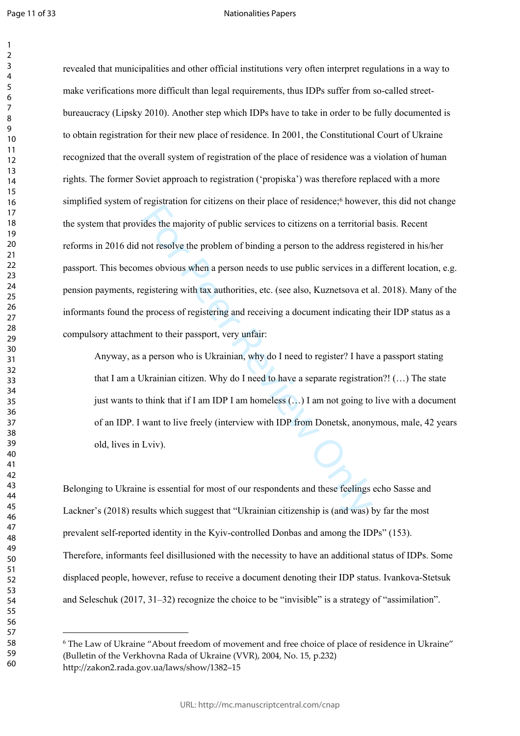revealed that municipalities and other official institutions very often interpret regulations in a way to make verifications more difficult than legal requirements, thus IDPs suffer from so-called street-bureaucracy (Lipsky 2010). Another step which IDPs have to take in order to be fully documented is to obtain registration for their new place of residence. In 2001, the Constitutional Court of Ukraine recognized that the overall system of registration of the place of residence was a violation of human rights. The former Soviet approach to registration ('propiska') was therefore replaced with a more simplified system of registration for citizens on their place of residence;[6] however, this did not change the system that provides the majority of public services to citizens on a territorial basis. Recent reforms in 2016 did not resolve the problem of binding a person to the address registered in his/her passport. This becomes obvious when a person needs to use public services in a different location, e.g. pension payments, registering with tax authorities, etc. (see also, Kuznetsova et al. 2018). Many of the informants found the process of registering and receiving a document indicating their IDP status as a compulsory attachment to their passport, very unfair:

> Anyway, as a person who is Ukrainian, why do I need to register? I have a passport stating that I am a Ukrainian citizen. Why do I need to have a separate registration?! (…) The state just wants to think that if I am IDP I am homeless (…) I am not going to live with a document of an IDP. I want to live freely (interview with IDP from Donetsk, anonymous, male, 42 years old, lives in Lviv).

Belonging to Ukraine is essential for most of our respondents and these feelings echo Sasse and Lackner's (2018) results which suggest that "Ukrainian citizenship is (and was) by far the most prevalent self-reported identity in the Kyiv-controlled Donbas and among the IDPs" (153). Therefore, informants feel disillusioned with the necessity to have an additional status of IDPs. Some displaced people, however, refuse to receive a document denoting their IDP status. Ivankova-Stetsuk and Seleschuk (2017, 31–32) recognize the choice to be "invisible" is a strategy of "assimilation".

---

[6] The Law of Ukraine "About freedom of movement and free choice of place of residence in Ukraine" (Bulletin of the Verkhovna Rada of Ukraine (VVR), 2004, No. 15, p.232) http://zakon2.rada.gov.ua/laws/show/1382–15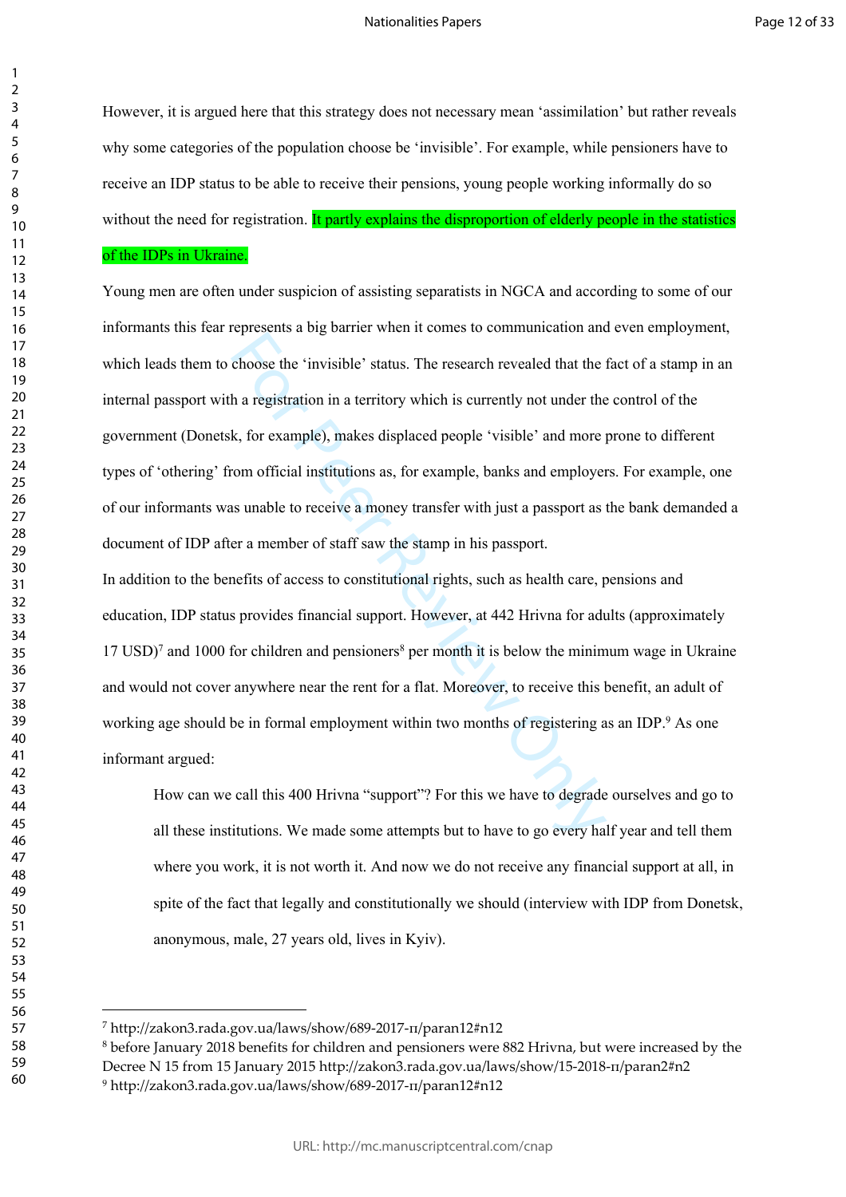However, it is argued here that this strategy does not necessary mean 'assimilation' but rather reveals why some categories of the population choose be 'invisible'. For example, while pensioners have to receive an IDP status to be able to receive their pensions, young people working informally do so without the need for registration. It partly explains the disproportion of elderly people in the statistics of the IDPs in Ukraine.

Young men are often under suspicion of assisting separatists in NGCA and according to some of our informants this fear represents a big barrier when it comes to communication and even employment, which leads them to choose the 'invisible' status. The research revealed that the fact of a stamp in an internal passport with a registration in a territory which is currently not under the control of the government (Donetsk, for example), makes displaced people 'visible' and more prone to different types of 'othering' from official institutions as, for example, banks and employers. For example, one of our informants was unable to receive a money transfer with just a passport as the bank demanded a document of IDP after a member of staff saw the stamp in his passport.

In addition to the benefits of access to constitutional rights, such as health care, pensions and education, IDP status provides financial support. However, at 442 Hrivna for adults (approximately 17 USD)[7] and 1000 for children and pensioners[8] per month it is below the minimum wage in Ukraine and would not cover anywhere near the rent for a flat. Moreover, to receive this benefit, an adult of working age should be in formal employment within two months of registering as an IDP.[9] As one informant argued:

> How can we call this 400 Hrivna "support"? For this we have to degrade ourselves and go to all these institutions. We made some attempts but to have to go every half year and tell them where you work, it is not worth it. And now we do not receive any financial support at all, in spite of the fact that legally and constitutionally we should (interview with IDP from Donetsk, anonymous, male, 27 years old, lives in Kyiv).

---

[7] http://zakon3.rada.gov.ua/laws/show/689-2017-п/paran12#n12

[8] before January 2018 benefits for children and pensioners were 882 Hrivna, but were increased by the Decree N 15 from 15 January 2015 http://zakon3.rada.gov.ua/laws/show/15-2018-п/paran2#n2

[9] http://zakon3.rada.gov.ua/laws/show/689-2017-п/paran12#n12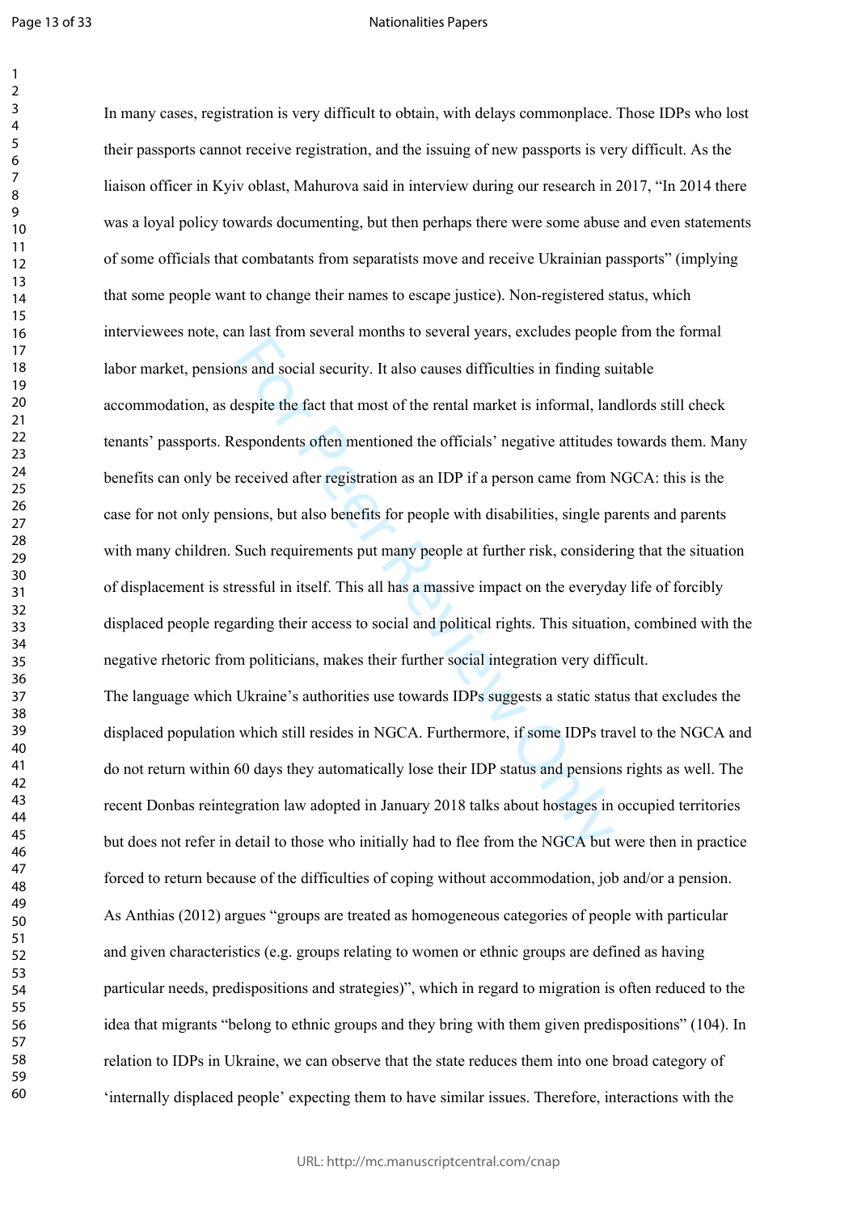In many cases, registration is very difficult to obtain, with delays commonplace. Those IDPs who lost their passports cannot receive registration, and the issuing of new passports is very difficult. As the liaison officer in Kyiv oblast, Mahurova said in interview during our research in 2017, "In 2014 there was a loyal policy towards documenting, but then perhaps there were some abuse and even statements of some officials that combatants from separatists move and receive Ukrainian passports" (implying that some people want to change their names to escape justice). Non-registered status, which interviewees note, can last from several months to several years, excludes people from the formal labor market, pensions and social security. It also causes difficulties in finding suitable accommodation, as despite the fact that most of the rental market is informal, landlords still check tenants' passports. Respondents often mentioned the officials' negative attitudes towards them. Many benefits can only be received after registration as an IDP if a person came from NGCA: this is the case for not only pensions, but also benefits for people with disabilities, single parents and parents with many children. Such requirements put many people at further risk, considering that the situation of displacement is stressful in itself. This all has a massive impact on the everyday life of forcibly displaced people regarding their access to social and political rights. This situation, combined with the negative rhetoric from politicians, makes their further social integration very difficult.

The language which Ukraine's authorities use towards IDPs suggests a static status that excludes the displaced population which still resides in NGCA. Furthermore, if some IDPs travel to the NGCA and do not return within 60 days they automatically lose their IDP status and pensions rights as well. The recent Donbas reintegration law adopted in January 2018 talks about hostages in occupied territories but does not refer in detail to those who initially had to flee from the NGCA but were then in practice forced to return because of the difficulties of coping without accommodation, job and/or a pension. As Anthias (2012) argues "groups are treated as homogeneous categories of people with particular and given characteristics (e.g. groups relating to women or ethnic groups are defined as having particular needs, predispositions and strategies)", which in regard to migration is often reduced to the idea that migrants "belong to ethnic groups and they bring with them given predispositions" (104). In relation to IDPs in Ukraine, we can observe that the state reduces them into one broad category of 'internally displaced people' expecting them to have similar issues. Therefore, interactions with the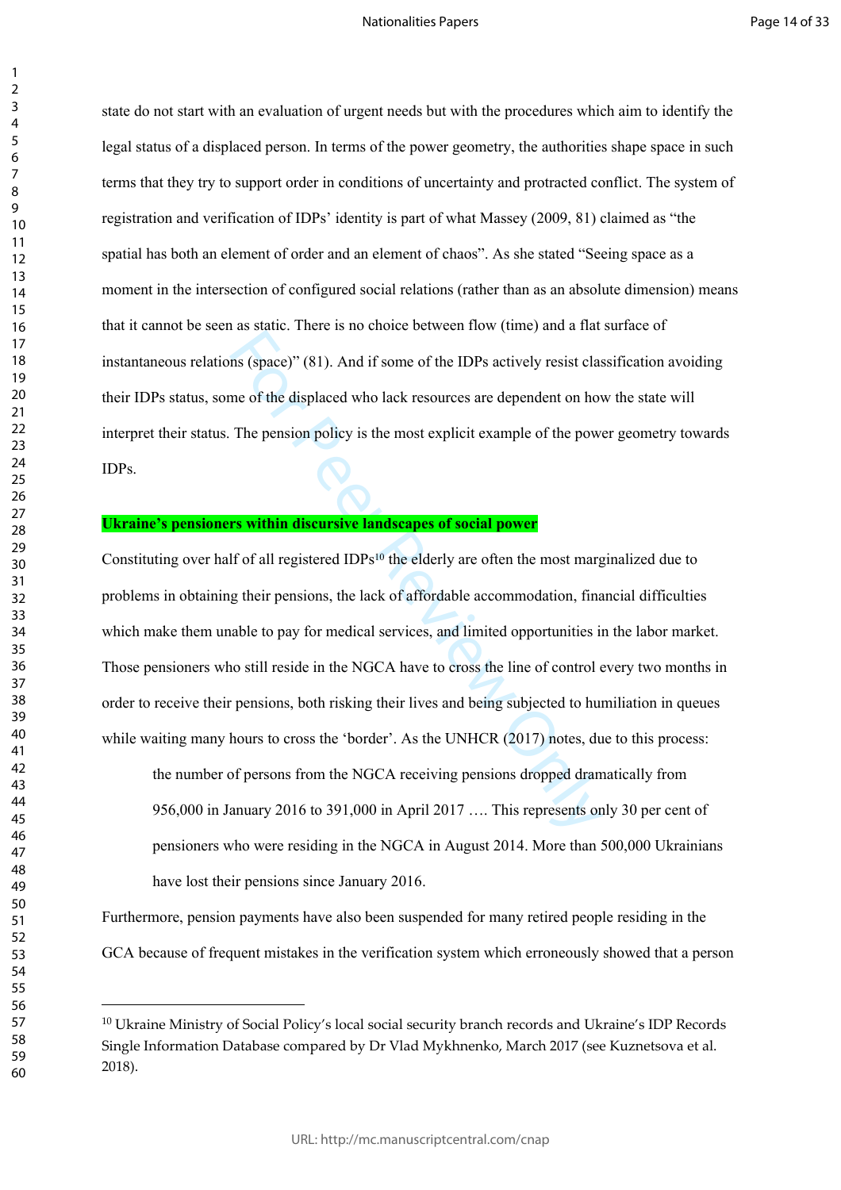state do not start with an evaluation of urgent needs but with the procedures which aim to identify the legal status of a displaced person. In terms of the power geometry, the authorities shape space in such terms that they try to support order in conditions of uncertainty and protracted conflict. The system of registration and verification of IDPs' identity is part of what Massey (2009, 81) claimed as "the spatial has both an element of order and an element of chaos". As she stated "Seeing space as a moment in the intersection of configured social relations (rather than as an absolute dimension) means that it cannot be seen as static. There is no choice between flow (time) and a flat surface of instantaneous relations (space)" (81). And if some of the IDPs actively resist classification avoiding their IDPs status, some of the displaced who lack resources are dependent on how the state will interpret their status. The pension policy is the most explicit example of the power geometry towards IDPs.

**Ukraine's pensioners within discursive landscapes of social power**

Constituting over half of all registered IDPs[10] the elderly are often the most marginalized due to problems in obtaining their pensions, the lack of affordable accommodation, financial difficulties which make them unable to pay for medical services, and limited opportunities in the labor market. Those pensioners who still reside in the NGCA have to cross the line of control every two months in order to receive their pensions, both risking their lives and being subjected to humiliation in queues while waiting many hours to cross the 'border'. As the UNHCR (2017) notes, due to this process:

> the number of persons from the NGCA receiving pensions dropped dramatically from 956,000 in January 2016 to 391,000 in April 2017 …. This represents only 30 per cent of pensioners who were residing in the NGCA in August 2014. More than 500,000 Ukrainians have lost their pensions since January 2016.

Furthermore, pension payments have also been suspended for many retired people residing in the GCA because of frequent mistakes in the verification system which erroneously showed that a person

---

[10] Ukraine Ministry of Social Policy's local social security branch records and Ukraine's IDP Records Single Information Database compared by Dr Vlad Mykhnenko, March 2017 (see Kuznetsova et al. 2018).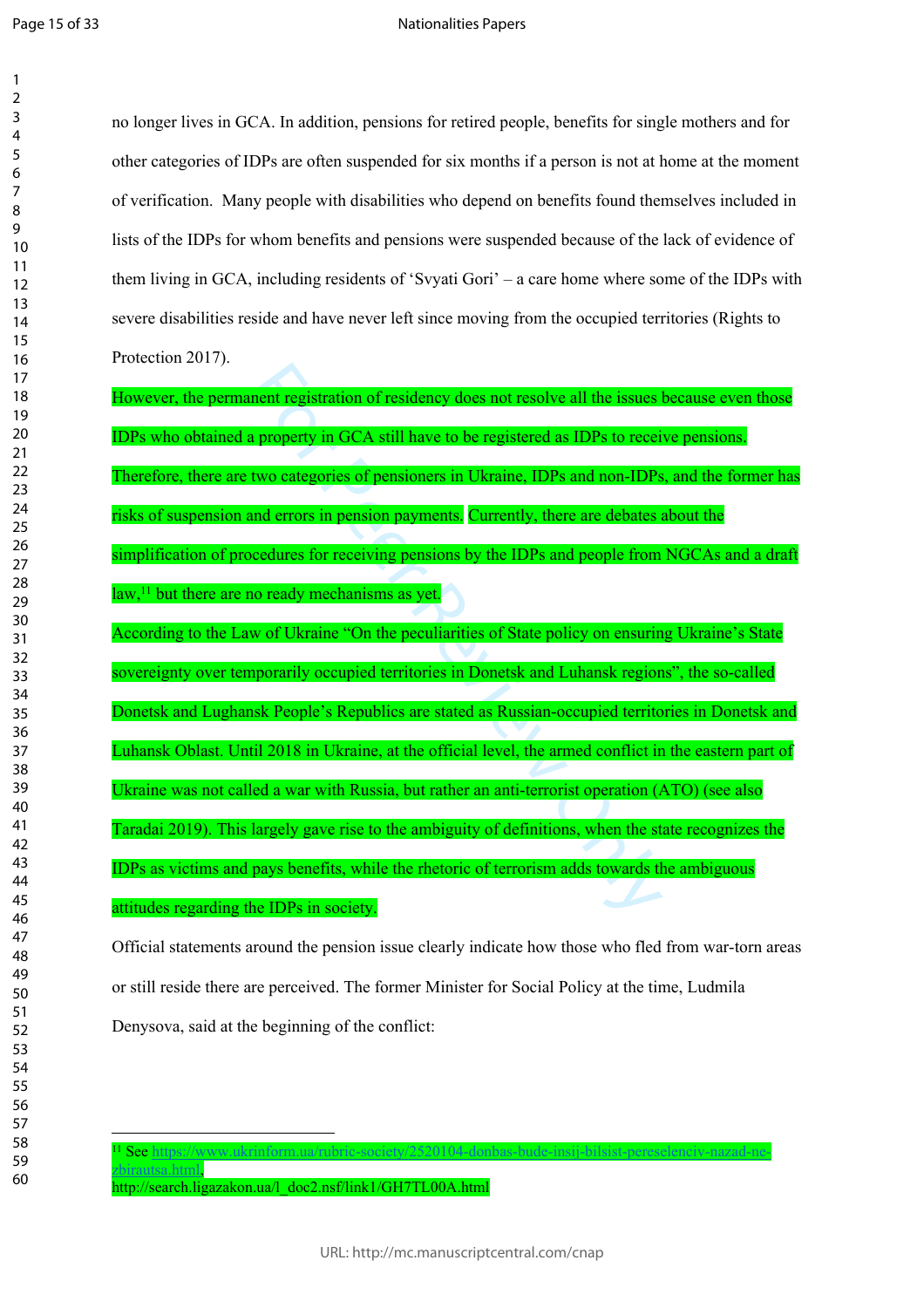no longer lives in GCA. In addition, pensions for retired people, benefits for single mothers and for other categories of IDPs are often suspended for six months if a person is not at home at the moment of verification. Many people with disabilities who depend on benefits found themselves included in lists of the IDPs for whom benefits and pensions were suspended because of the lack of evidence of them living in GCA, including residents of 'Svyati Gori' – a care home where some of the IDPs with severe disabilities reside and have never left since moving from the occupied territories (Rights to Protection 2017).

However, the permanent registration of residency does not resolve all the issues because even those IDPs who obtained a property in GCA still have to be registered as IDPs to receive pensions. Therefore, there are two categories of pensioners in Ukraine, IDPs and non-IDPs, and the former has risks of suspension and errors in pension payments. Currently, there are debates about the simplification of procedures for receiving pensions by the IDPs and people from NGCAs and a draft law,[11] but there are no ready mechanisms as yet.

According to the Law of Ukraine "On the peculiarities of State policy on ensuring Ukraine's State sovereignty over temporarily occupied territories in Donetsk and Luhansk regions", the so-called Donetsk and Lughansk People's Republics are stated as Russian-occupied territories in Donetsk and Luhansk Oblast. Until 2018 in Ukraine, at the official level, the armed conflict in the eastern part of Ukraine was not called a war with Russia, but rather an anti-terrorist operation (ATO) (see also Taradai 2019). This largely gave rise to the ambiguity of definitions, when the state recognizes the IDPs as victims and pays benefits, while the rhetoric of terrorism adds towards the ambiguous attitudes regarding the IDPs in society.

Official statements around the pension issue clearly indicate how those who fled from war-torn areas or still reside there are perceived. The former Minister for Social Policy at the time, Ludmila Denysova, said at the beginning of the conflict:

---

[11] See https://www.ukrinform.ua/rubric-society/2520104-donbas-bude-insij-bilsist-pereselenciv-nazad-ne-zbirautsa.html,
http://search.ligazakon.ua/l_doc2.nsf/link1/GH7TL00A.html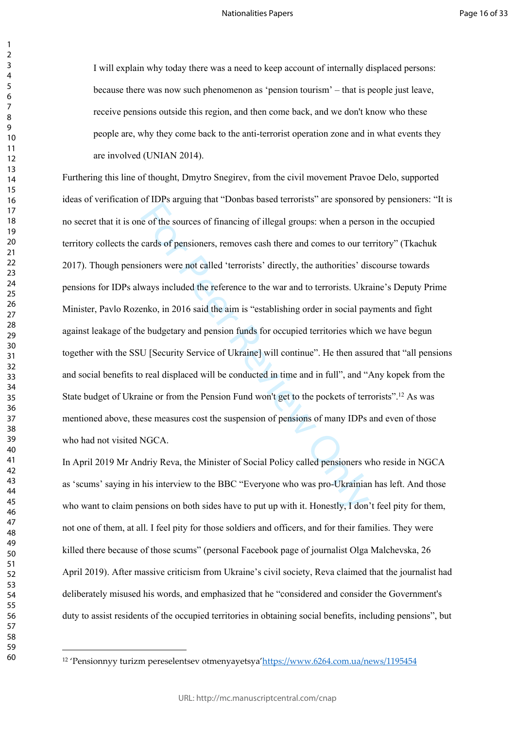> I will explain why today there was a need to keep account of internally displaced persons: because there was now such phenomenon as 'pension tourism' – that is people just leave, receive pensions outside this region, and then come back, and we don't know who these people are, why they come back to the anti-terrorist operation zone and in what events they are involved (UNIAN 2014).

Furthering this line of thought, Dmytro Snegirev, from the civil movement Pravoe Delo, supported ideas of verification of IDPs arguing that "Donbas based terrorists" are sponsored by pensioners: "It is no secret that it is one of the sources of financing of illegal groups: when a person in the occupied territory collects the cards of pensioners, removes cash there and comes to our territory" (Tkachuk 2017). Though pensioners were not called 'terrorists' directly, the authorities' discourse towards pensions for IDPs always included the reference to the war and to terrorists. Ukraine's Deputy Prime Minister, Pavlo Rozenko, in 2016 said the aim is "establishing order in social payments and fight against leakage of the budgetary and pension funds for occupied territories which we have begun together with the SSU [Security Service of Ukraine] will continue". He then assured that "all pensions and social benefits to real displaced will be conducted in time and in full", and "Any kopek from the State budget of Ukraine or from the Pension Fund won't get to the pockets of terrorists".[12] As was mentioned above, these measures cost the suspension of pensions of many IDPs and even of those who had not visited NGCA.

In April 2019 Mr Andriy Reva, the Minister of Social Policy called pensioners who reside in NGCA as 'scums' saying in his interview to the BBC "Everyone who was pro-Ukrainian has left. And those who want to claim pensions on both sides have to put up with it. Honestly, I don't feel pity for them, not one of them, at all. I feel pity for those soldiers and officers, and for their families. They were killed there because of those scums" (personal Facebook page of journalist Olga Malchevska, 26 April 2019). After massive criticism from Ukraine's civil society, Reva claimed that the journalist had deliberately misused his words, and emphasized that he "considered and consider the Government's duty to assist residents of the occupied territories in obtaining social benefits, including pensions", but

---

[12] 'Pensionnyy turizm pereselentsev otmenyayetsya' https://www.6264.com.ua/news/1195454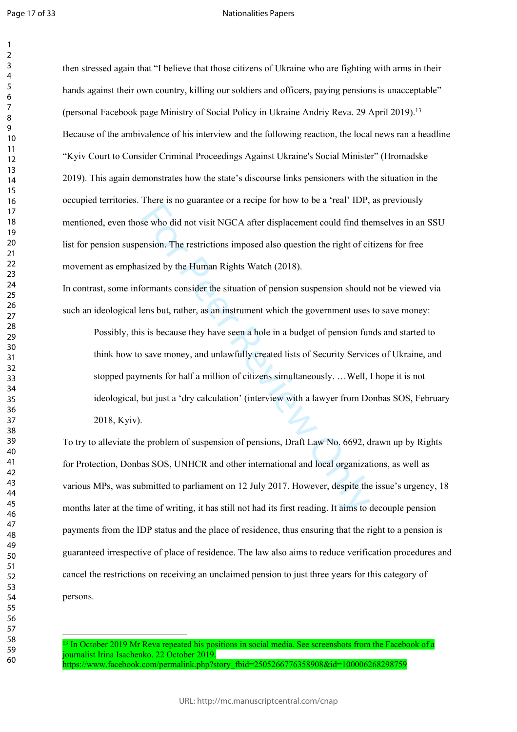then stressed again that "I believe that those citizens of Ukraine who are fighting with arms in their hands against their own country, killing our soldiers and officers, paying pensions is unacceptable" (personal Facebook page Ministry of Social Policy in Ukraine Andriy Reva. 29 April 2019).[13] Because of the ambivalence of his interview and the following reaction, the local news ran a headline "Kyiv Court to Consider Criminal Proceedings Against Ukraine's Social Minister" (Hromadske 2019). This again demonstrates how the state's discourse links pensioners with the situation in the occupied territories. There is no guarantee or a recipe for how to be a 'real' IDP, as previously mentioned, even those who did not visit NGCA after displacement could find themselves in an SSU list for pension suspension. The restrictions imposed also question the right of citizens for free movement as emphasized by the Human Rights Watch (2018).

In contrast, some informants consider the situation of pension suspension should not be viewed via such an ideological lens but, rather, as an instrument which the government uses to save money:

> Possibly, this is because they have seen a hole in a budget of pension funds and started to think how to save money, and unlawfully created lists of Security Services of Ukraine, and stopped payments for half a million of citizens simultaneously. …Well, I hope it is not ideological, but just a 'dry calculation' (interview with a lawyer from Donbas SOS, February 2018, Kyiv).

To try to alleviate the problem of suspension of pensions, Draft Law No. 6692, drawn up by Rights for Protection, Donbas SOS, UNHCR and other international and local organizations, as well as various MPs, was submitted to parliament on 12 July 2017. However, despite the issue's urgency, 18 months later at the time of writing, it has still not had its first reading. It aims to decouple pension payments from the IDP status and the place of residence, thus ensuring that the right to a pension is guaranteed irrespective of place of residence. The law also aims to reduce verification procedures and cancel the restrictions on receiving an unclaimed pension to just three years for this category of persons.

---

[13] In October 2019 Mr Reva repeated his positions in social media. See screenshots from the Facebook of a journalist Irina Isachenko. 22 October 2019. https://www.facebook.com/permalink.php?story_fbid=2505266776358908&id=100006268298759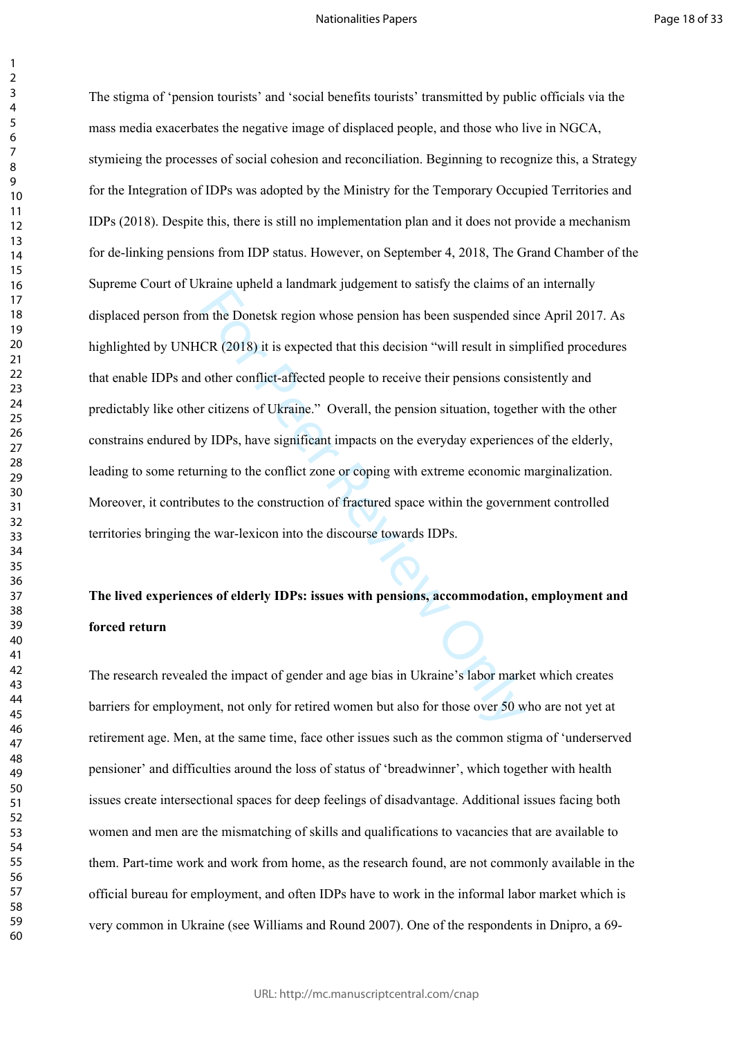The stigma of 'pension tourists' and 'social benefits tourists' transmitted by public officials via the mass media exacerbates the negative image of displaced people, and those who live in NGCA, stymieing the processes of social cohesion and reconciliation. Beginning to recognize this, a Strategy for the Integration of IDPs was adopted by the Ministry for the Temporary Occupied Territories and IDPs (2018). Despite this, there is still no implementation plan and it does not provide a mechanism for de-linking pensions from IDP status. However, on September 4, 2018, The Grand Chamber of the Supreme Court of Ukraine upheld a landmark judgement to satisfy the claims of an internally displaced person from the Donetsk region whose pension has been suspended since April 2017. As highlighted by UNHCR (2018) it is expected that this decision "will result in simplified procedures that enable IDPs and other conflict-affected people to receive their pensions consistently and predictably like other citizens of Ukraine." Overall, the pension situation, together with the other constrains endured by IDPs, have significant impacts on the everyday experiences of the elderly, leading to some returning to the conflict zone or coping with extreme economic marginalization. Moreover, it contributes to the construction of fractured space within the government controlled territories bringing the war-lexicon into the discourse towards IDPs.

**The lived experiences of elderly IDPs: issues with pensions, accommodation, employment and forced return**

The research revealed the impact of gender and age bias in Ukraine's labor market which creates barriers for employment, not only for retired women but also for those over 50 who are not yet at retirement age. Men, at the same time, face other issues such as the common stigma of 'underserved pensioner' and difficulties around the loss of status of 'breadwinner', which together with health issues create intersectional spaces for deep feelings of disadvantage. Additional issues facing both women and men are the mismatching of skills and qualifications to vacancies that are available to them. Part-time work and work from home, as the research found, are not commonly available in the official bureau for employment, and often IDPs have to work in the informal labor market which is very common in Ukraine (see Williams and Round 2007). One of the respondents in Dnipro, a 69-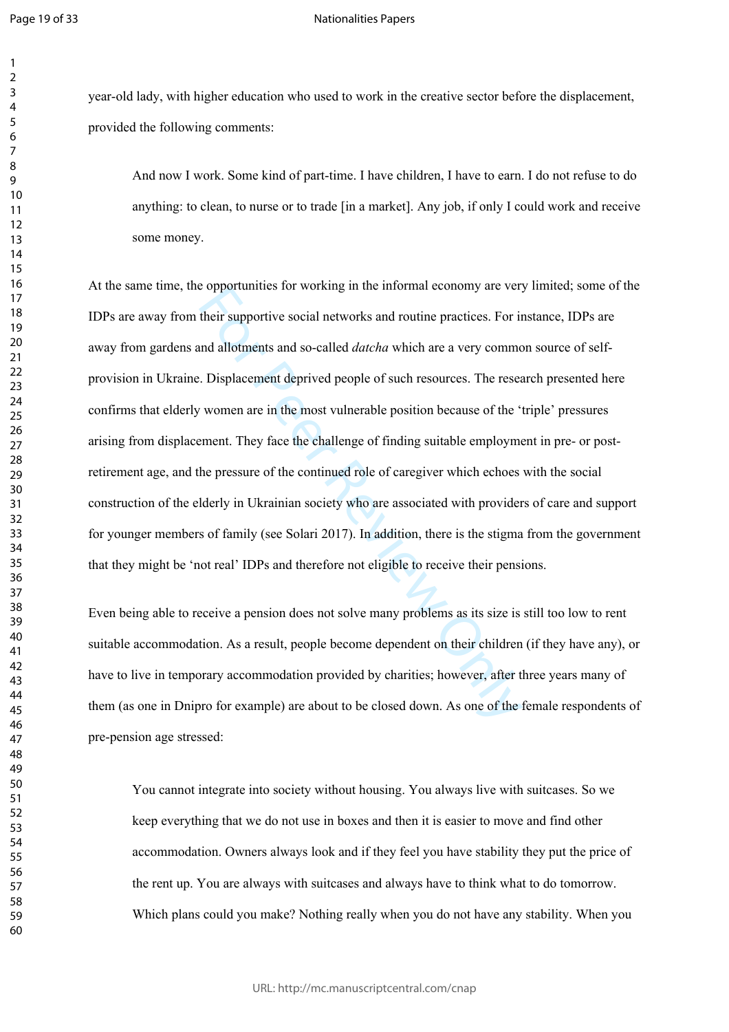year-old lady, with higher education who used to work in the creative sector before the displacement, provided the following comments:

> And now I work. Some kind of part-time. I have children, I have to earn. I do not refuse to do anything: to clean, to nurse or to trade [in a market]. Any job, if only I could work and receive some money.

At the same time, the opportunities for working in the informal economy are very limited; some of the IDPs are away from their supportive social networks and routine practices. For instance, IDPs are away from gardens and allotments and so-called *datcha* which are a very common source of self-provision in Ukraine. Displacement deprived people of such resources. The research presented here confirms that elderly women are in the most vulnerable position because of the 'triple' pressures arising from displacement. They face the challenge of finding suitable employment in pre- or post-retirement age, and the pressure of the continued role of caregiver which echoes with the social construction of the elderly in Ukrainian society who are associated with providers of care and support for younger members of family (see Solari 2017). In addition, there is the stigma from the government that they might be 'not real' IDPs and therefore not eligible to receive their pensions.

Even being able to receive a pension does not solve many problems as its size is still too low to rent suitable accommodation. As a result, people become dependent on their children (if they have any), or have to live in temporary accommodation provided by charities; however, after three years many of them (as one in Dnipro for example) are about to be closed down. As one of the female respondents of pre-pension age stressed:

> You cannot integrate into society without housing. You always live with suitcases. So we keep everything that we do not use in boxes and then it is easier to move and find other accommodation. Owners always look and if they feel you have stability they put the price of the rent up. You are always with suitcases and always have to think what to do tomorrow. Which plans could you make? Nothing really when you do not have any stability. When you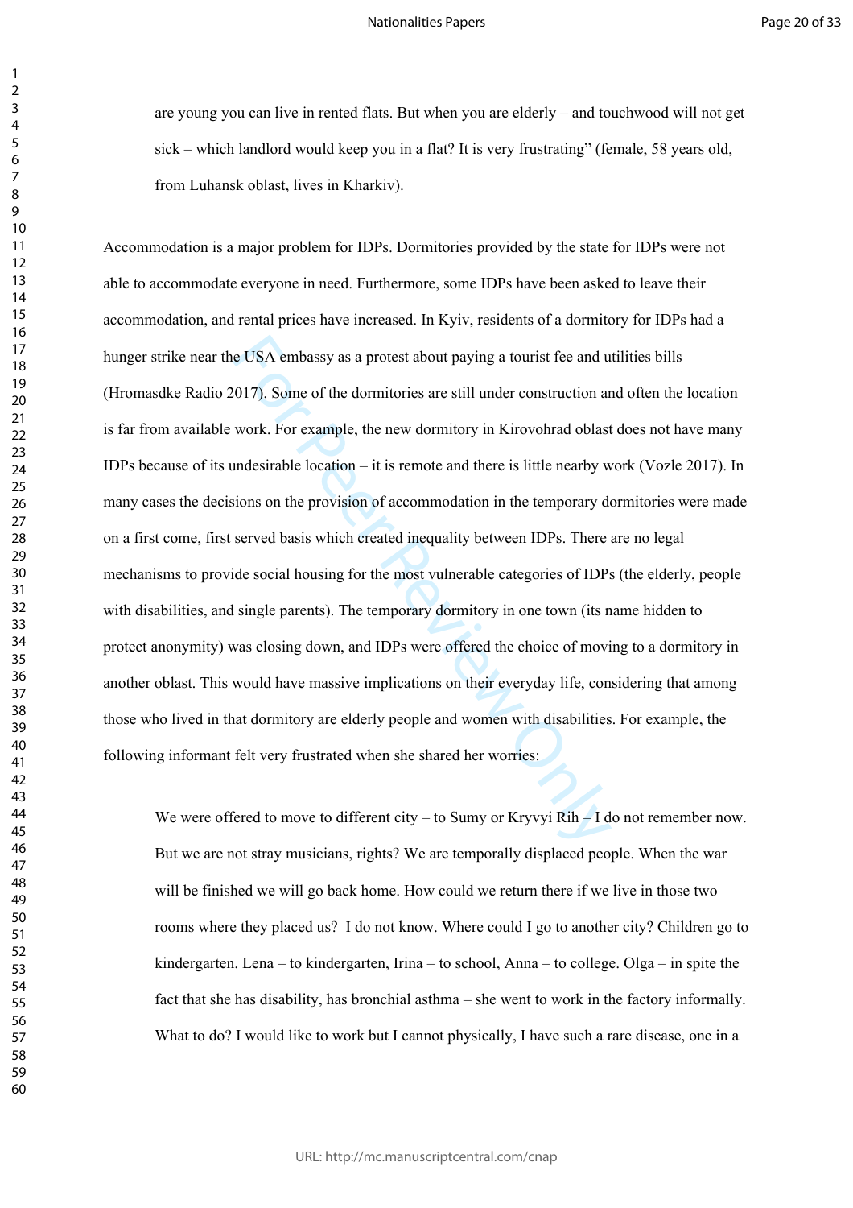are young you can live in rented flats. But when you are elderly – and touchwood will not get sick – which landlord would keep you in a flat? It is very frustrating" (female, 58 years old, from Luhansk oblast, lives in Kharkiv).

Accommodation is a major problem for IDPs. Dormitories provided by the state for IDPs were not able to accommodate everyone in need. Furthermore, some IDPs have been asked to leave their accommodation, and rental prices have increased. In Kyiv, residents of a dormitory for IDPs had a hunger strike near the USA embassy as a protest about paying a tourist fee and utilities bills (Hromasdke Radio 2017). Some of the dormitories are still under construction and often the location is far from available work. For example, the new dormitory in Kirovohrad oblast does not have many IDPs because of its undesirable location – it is remote and there is little nearby work (Vozle 2017). In many cases the decisions on the provision of accommodation in the temporary dormitories were made on a first come, first served basis which created inequality between IDPs. There are no legal mechanisms to provide social housing for the most vulnerable categories of IDPs (the elderly, people with disabilities, and single parents). The temporary dormitory in one town (its name hidden to protect anonymity) was closing down, and IDPs were offered the choice of moving to a dormitory in another oblast. This would have massive implications on their everyday life, considering that among those who lived in that dormitory are elderly people and women with disabilities. For example, the following informant felt very frustrated when she shared her worries:

> We were offered to move to different city – to Sumy or Kryvyi Rih – I do not remember now. But we are not stray musicians, rights? We are temporally displaced people. When the war will be finished we will go back home. How could we return there if we live in those two rooms where they placed us? I do not know. Where could I go to another city? Children go to kindergarten. Lena – to kindergarten, Irina – to school, Anna – to college. Olga – in spite the fact that she has disability, has bronchial asthma – she went to work in the factory informally. What to do? I would like to work but I cannot physically, I have such a rare disease, one in a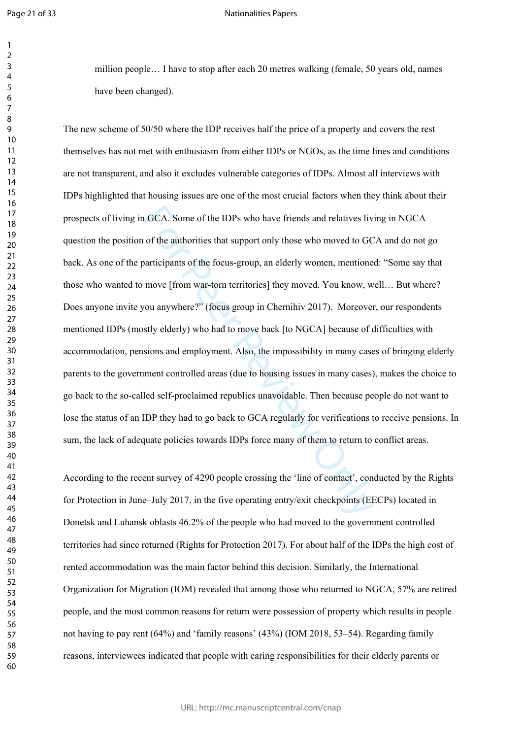> million people… I have to stop after each 20 metres walking (female, 50 years old, names have been changed).

The new scheme of 50/50 where the IDP receives half the price of a property and covers the rest themselves has not met with enthusiasm from either IDPs or NGOs, as the time lines and conditions are not transparent, and also it excludes vulnerable categories of IDPs. Almost all interviews with IDPs highlighted that housing issues are one of the most crucial factors when they think about their prospects of living in GCA. Some of the IDPs who have friends and relatives living in NGCA question the position of the authorities that support only those who moved to GCA and do not go back. As one of the participants of the focus-group, an elderly women, mentioned: "Some say that those who wanted to move [from war-torn territories] they moved. You know, well… But where? Does anyone invite you anywhere?" (focus group in Chernihiv 2017). Moreover, our respondents mentioned IDPs (mostly elderly) who had to move back [to NGCA] because of difficulties with accommodation, pensions and employment. Also, the impossibility in many cases of bringing elderly parents to the government controlled areas (due to housing issues in many cases), makes the choice to go back to the so-called self-proclaimed republics unavoidable. Then because people do not want to lose the status of an IDP they had to go back to GCA regularly for verifications to receive pensions. In sum, the lack of adequate policies towards IDPs force many of them to return to conflict areas.

According to the recent survey of 4290 people crossing the 'line of contact', conducted by the Rights for Protection in June–July 2017, in the five operating entry/exit checkpoints (EECPs) located in Donetsk and Luhansk oblasts 46.2% of the people who had moved to the government controlled territories had since returned (Rights for Protection 2017). For about half of the IDPs the high cost of rented accommodation was the main factor behind this decision. Similarly, the International Organization for Migration (IOM) revealed that among those who returned to NGCA, 57% are retired people, and the most common reasons for return were possession of property which results in people not having to pay rent (64%) and 'family reasons' (43%) (IOM 2018, 53–54). Regarding family reasons, interviewees indicated that people with caring responsibilities for their elderly parents or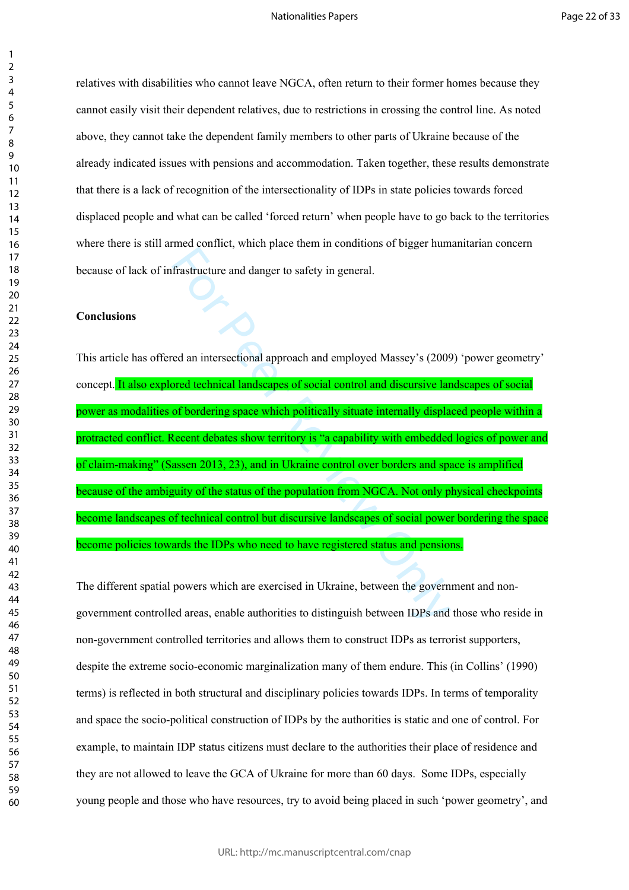relatives with disabilities who cannot leave NGCA, often return to their former homes because they cannot easily visit their dependent relatives, due to restrictions in crossing the control line. As noted above, they cannot take the dependent family members to other parts of Ukraine because of the already indicated issues with pensions and accommodation. Taken together, these results demonstrate that there is a lack of recognition of the intersectionality of IDPs in state policies towards forced displaced people and what can be called 'forced return' when people have to go back to the territories where there is still armed conflict, which place them in conditions of bigger humanitarian concern because of lack of infrastructure and danger to safety in general.

**Conclusions**

This article has offered an intersectional approach and employed Massey's (2009) 'power geometry' concept. It also explored technical landscapes of social control and discursive landscapes of social power as modalities of bordering space which politically situate internally displaced people within a protracted conflict. Recent debates show territory is "a capability with embedded logics of power and of claim-making" (Sassen 2013, 23), and in Ukraine control over borders and space is amplified because of the ambiguity of the status of the population from NGCA. Not only physical checkpoints become landscapes of technical control but discursive landscapes of social power bordering the space become policies towards the IDPs who need to have registered status and pensions.

The different spatial powers which are exercised in Ukraine, between the government and non-government controlled areas, enable authorities to distinguish between IDPs and those who reside in non-government controlled territories and allows them to construct IDPs as terrorist supporters, despite the extreme socio-economic marginalization many of them endure. This (in Collins' (1990) terms) is reflected in both structural and disciplinary policies towards IDPs. In terms of temporality and space the socio-political construction of IDPs by the authorities is static and one of control. For example, to maintain IDP status citizens must declare to the authorities their place of residence and they are not allowed to leave the GCA of Ukraine for more than 60 days. Some IDPs, especially young people and those who have resources, try to avoid being placed in such 'power geometry', and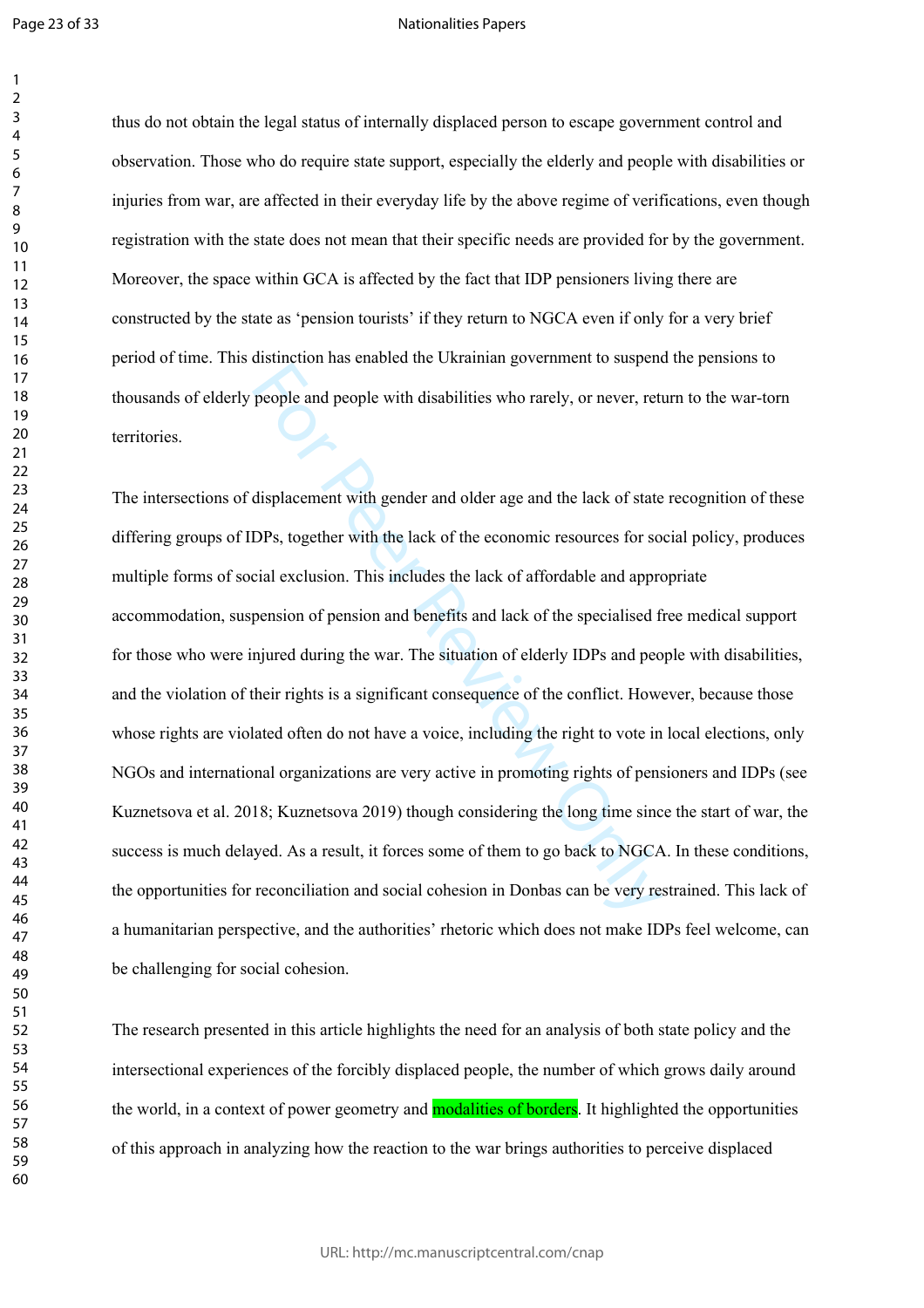thus do not obtain the legal status of internally displaced person to escape government control and observation. Those who do require state support, especially the elderly and people with disabilities or injuries from war, are affected in their everyday life by the above regime of verifications, even though registration with the state does not mean that their specific needs are provided for by the government. Moreover, the space within GCA is affected by the fact that IDP pensioners living there are constructed by the state as 'pension tourists' if they return to NGCA even if only for a very brief period of time. This distinction has enabled the Ukrainian government to suspend the pensions to thousands of elderly people and people with disabilities who rarely, or never, return to the war-torn territories.

The intersections of displacement with gender and older age and the lack of state recognition of these differing groups of IDPs, together with the lack of the economic resources for social policy, produces multiple forms of social exclusion. This includes the lack of affordable and appropriate accommodation, suspension of pension and benefits and lack of the specialised free medical support for those who were injured during the war. The situation of elderly IDPs and people with disabilities, and the violation of their rights is a significant consequence of the conflict. However, because those whose rights are violated often do not have a voice, including the right to vote in local elections, only NGOs and international organizations are very active in promoting rights of pensioners and IDPs (see Kuznetsova et al. 2018; Kuznetsova 2019) though considering the long time since the start of war, the success is much delayed. As a result, it forces some of them to go back to NGCA. In these conditions, the opportunities for reconciliation and social cohesion in Donbas can be very restrained. This lack of a humanitarian perspective, and the authorities' rhetoric which does not make IDPs feel welcome, can be challenging for social cohesion.

The research presented in this article highlights the need for an analysis of both state policy and the intersectional experiences of the forcibly displaced people, the number of which grows daily around the world, in a context of power geometry and modalities of borders. It highlighted the opportunities of this approach in analyzing how the reaction to the war brings authorities to perceive displaced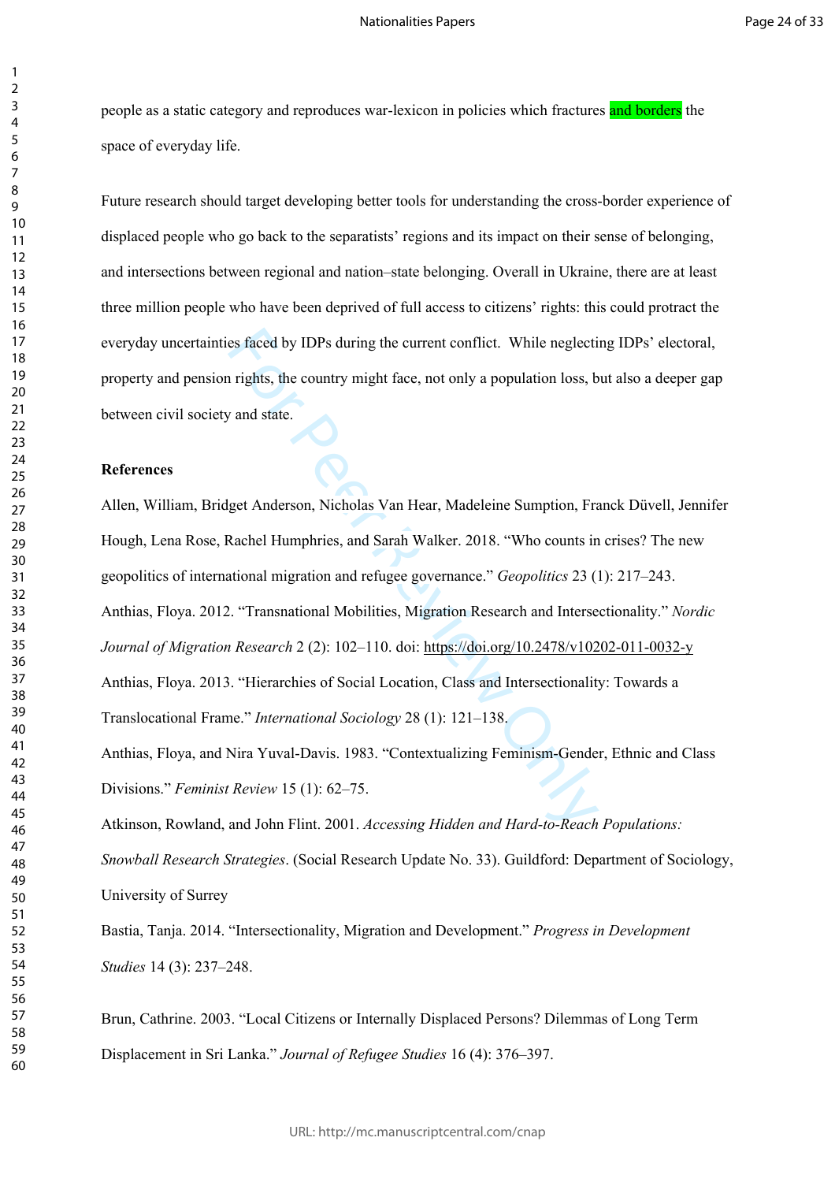people as a static category and reproduces war-lexicon in policies which fractures and borders the space of everyday life.

Future research should target developing better tools for understanding the cross-border experience of displaced people who go back to the separatists' regions and its impact on their sense of belonging, and intersections between regional and nation–state belonging. Overall in Ukraine, there are at least three million people who have been deprived of full access to citizens' rights: this could protract the everyday uncertainties faced by IDPs during the current conflict. While neglecting IDPs' electoral, property and pension rights, the country might face, not only a population loss, but also a deeper gap between civil society and state.

**References**

Allen, William, Bridget Anderson, Nicholas Van Hear, Madeleine Sumption, Franck Düvell, Jennifer Hough, Lena Rose, Rachel Humphries, and Sarah Walker. 2018. "Who counts in crises? The new geopolitics of international migration and refugee governance." *Geopolitics* 23 (1): 217–243.

Anthias, Floya. 2012. "Transnational Mobilities, Migration Research and Intersectionality." *Nordic Journal of Migration Research* 2 (2): 102–110. doi: https://doi.org/10.2478/v10202-011-0032-y

Anthias, Floya. 2013. "Hierarchies of Social Location, Class and Intersectionality: Towards a Translocational Frame." *International Sociology* 28 (1): 121–138.

Anthias, Floya, and Nira Yuval-Davis. 1983. "Contextualizing Feminism-Gender, Ethnic and Class Divisions." *Feminist Review* 15 (1): 62–75.

Atkinson, Rowland, and John Flint. 2001. *Accessing Hidden and Hard-to-Reach Populations: Snowball Research Strategies*. (Social Research Update No. 33). Guildford: Department of Sociology, University of Surrey

Bastia, Tanja. 2014. "Intersectionality, Migration and Development." *Progress in Development Studies* 14 (3): 237–248.

Brun, Cathrine. 2003. "Local Citizens or Internally Displaced Persons? Dilemmas of Long Term Displacement in Sri Lanka." *Journal of Refugee Studies* 16 (4): 376–397.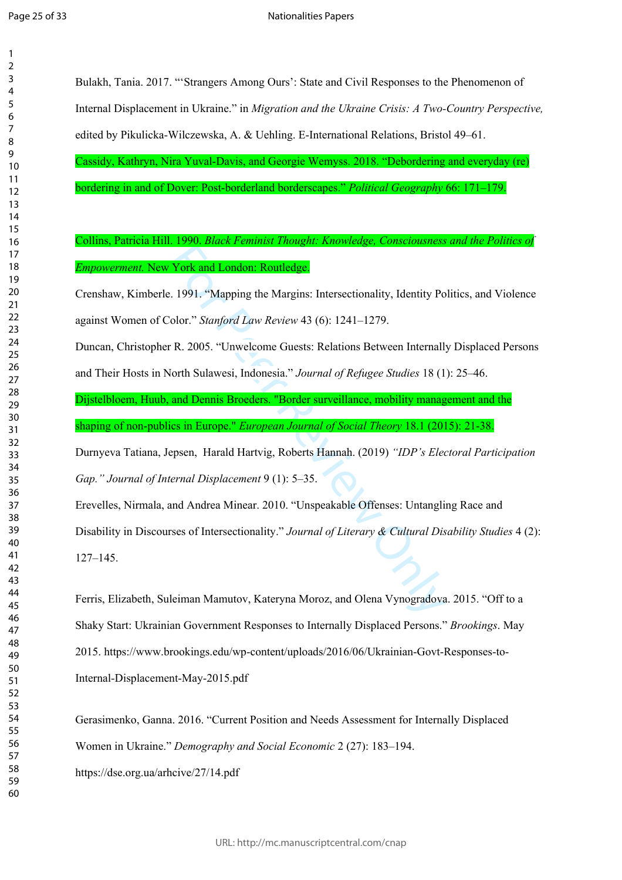Bulakh, Tania. 2017. "'Strangers Among Ours': State and Civil Responses to the Phenomenon of Internal Displacement in Ukraine." in *Migration and the Ukraine Crisis: A Two-Country Perspective,* edited by Pikulicka-Wilczewska, A. & Uehling. E-International Relations, Bristol 49–61.

Cassidy, Kathryn, Nira Yuval-Davis, and Georgie Wemyss. 2018. "Debordering and everyday (re) bordering in and of Dover: Post-borderland borderscapes." *Political Geography* 66: 171–179.

Collins, Patricia Hill. 1990. *Black Feminist Thought: Knowledge, Consciousness and the Politics of Empowerment.* New York and London: Routledge.

Crenshaw, Kimberle. 1991. "Mapping the Margins: Intersectionality, Identity Politics, and Violence against Women of Color." *Stanford Law Review* 43 (6): 1241–1279.

Duncan, Christopher R. 2005. "Unwelcome Guests: Relations Between Internally Displaced Persons and Their Hosts in North Sulawesi, Indonesia." *Journal of Refugee Studies* 18 (1): 25–46.

Dijstelbloem, Huub, and Dennis Broeders. "Border surveillance, mobility management and the shaping of non-publics in Europe." *European Journal of Social Theory* 18.1 (2015): 21-38.

Durnyeva Tatiana, Jepsen, Harald Hartvig, Roberts Hannah. (2019) *"IDP's Electoral Participation Gap." Journal of Internal Displacement* 9 (1): 5–35.

Erevelles, Nirmala, and Andrea Minear. 2010. "Unspeakable Offenses: Untangling Race and Disability in Discourses of Intersectionality." *Journal of Literary & Cultural Disability Studies* 4 (2): 127–145.

Ferris, Elizabeth, Suleiman Mamutov, Kateryna Moroz, and Olena Vynogradova. 2015. "Off to a Shaky Start: Ukrainian Government Responses to Internally Displaced Persons." *Brookings*. May 2015. https://www.brookings.edu/wp-content/uploads/2016/06/Ukrainian-Govt-Responses-to-Internal-Displacement-May-2015.pdf

Gerasimenko, Ganna. 2016. "Current Position and Needs Assessment for Internally Displaced Women in Ukraine." *Demography and Social Economic* 2 (27): 183–194. https://dse.org.ua/arhcive/27/14.pdf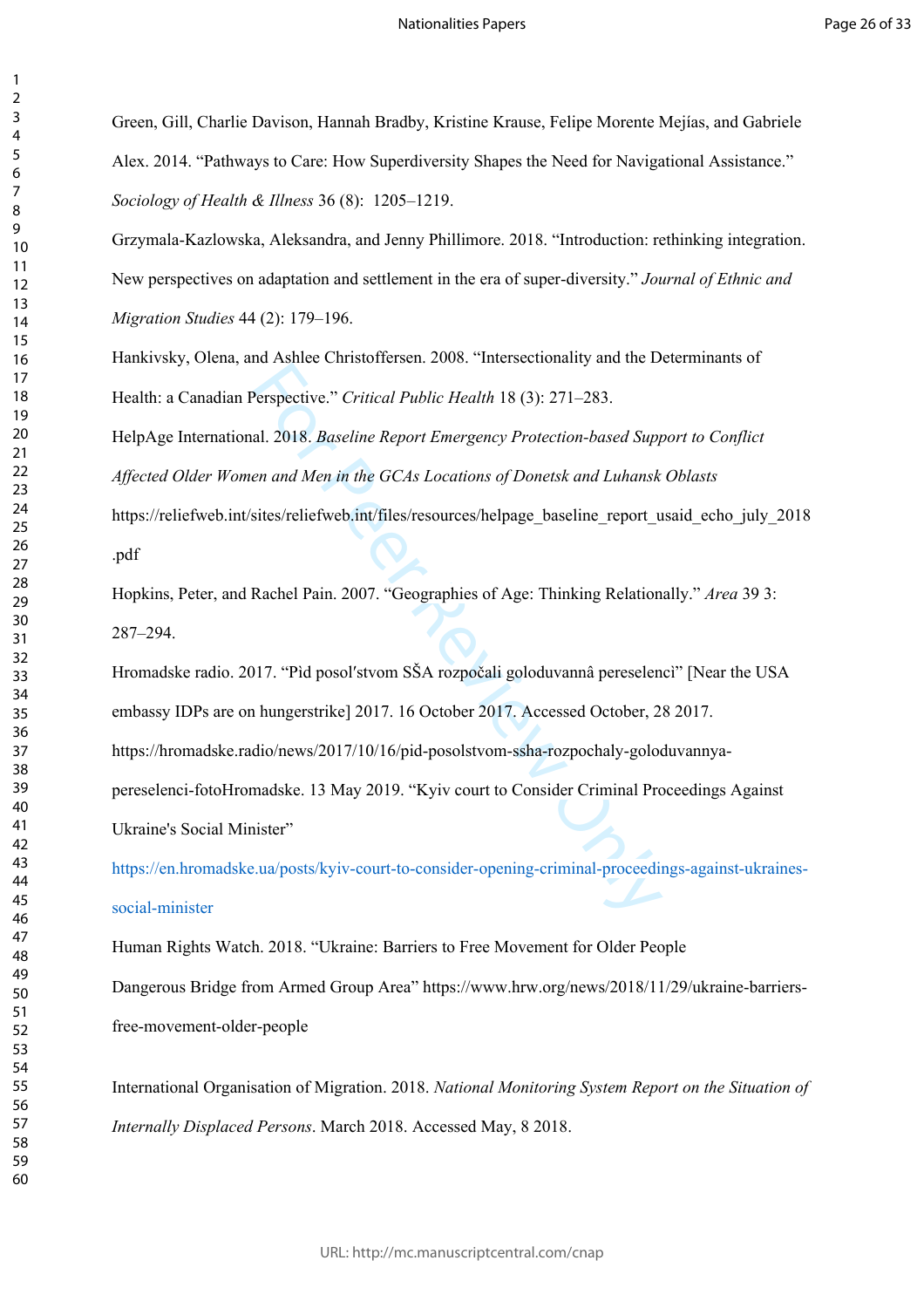Green, Gill, Charlie Davison, Hannah Bradby, Kristine Krause, Felipe Morente Mejías, and Gabriele Alex. 2014. "Pathways to Care: How Superdiversity Shapes the Need for Navigational Assistance." *Sociology of Health & Illness* 36 (8): 1205–1219.

Grzymala-Kazlowska, Aleksandra, and Jenny Phillimore. 2018. "Introduction: rethinking integration. New perspectives on adaptation and settlement in the era of super-diversity." *Journal of Ethnic and Migration Studies* 44 (2): 179–196.

Hankivsky, Olena, and Ashlee Christoffersen. 2008. "Intersectionality and the Determinants of Health: a Canadian Perspective." *Critical Public Health* 18 (3): 271–283.

HelpAge International. 2018. *Baseline Report Emergency Protection-based Support to Conflict Affected Older Women and Men in the GCAs Locations of Donetsk and Luhansk Oblasts* https://reliefweb.int/sites/reliefweb.int/files/resources/helpage_baseline_report_usaid_echo_july_2018.pdf

Hopkins, Peter, and Rachel Pain. 2007. "Geographies of Age: Thinking Relationally." *Area* 39 3: 287–294.

Hromadske radio. 2017. "Pìd posol′stvom SŠA rozpočali goloduvannâ pereselencì" [Near the USA embassy IDPs are on hungerstrike] 2017. 16 October 2017. Accessed October, 28 2017. https://hromadske.radio/news/2017/10/16/pid-posolstvom-ssha-rozpochaly-goloduvannya-pereselenci-fotoHromadske. 13 May 2019. "Kyiv court to Consider Criminal Proceedings Against Ukraine's Social Minister" https://en.hromadske.ua/posts/kyiv-court-to-consider-opening-criminal-proceedings-against-ukraines-social-minister

Human Rights Watch. 2018. "Ukraine: Barriers to Free Movement for Older People Dangerous Bridge from Armed Group Area" https://www.hrw.org/news/2018/11/29/ukraine-barriers-free-movement-older-people

International Organisation of Migration. 2018. *National Monitoring System Report on the Situation of Internally Displaced Persons*. March 2018. Accessed May, 8 2018.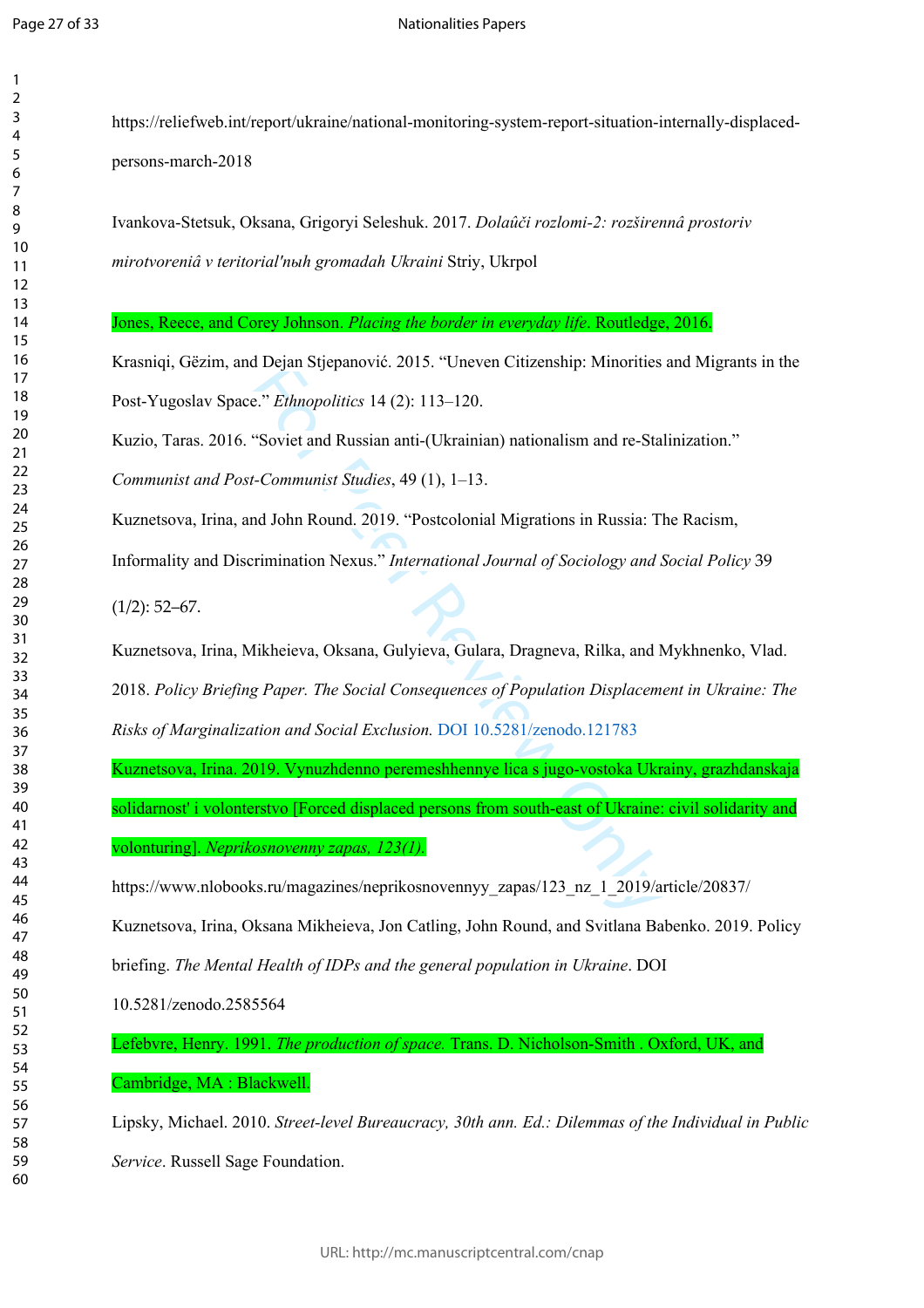https://reliefweb.int/report/ukraine/national-monitoring-system-report-situation-internally-displaced-persons-march-2018

Ivankova-Stetsuk, Oksana, Grigoryi Seleshuk. 2017. *Dolaûči rozlomi-2: rozširennâ prostoriv mirotvoreniâ v teritorial'nыh gromadah Ukraini* Striy, Ukrpol

Jones, Reece, and Corey Johnson. *Placing the border in everyday life*. Routledge, 2016.

Krasniqi, Gëzim, and Dejan Stjepanović. 2015. "Uneven Citizenship: Minorities and Migrants in the Post-Yugoslav Space." *Ethnopolitics* 14 (2): 113–120.

Kuzio, Taras. 2016. "Soviet and Russian anti-(Ukrainian) nationalism and re-Stalinization." *Communist and Post-Communist Studies*, 49 (1), 1–13.

Kuznetsova, Irina, and John Round. 2019. "Postcolonial Migrations in Russia: The Racism, Informality and Discrimination Nexus." *International Journal of Sociology and Social Policy* 39 (1/2): 52–67.

Kuznetsova, Irina, Mikheieva, Oksana, Gulyieva, Gulara, Dragneva, Rilka, and Mykhnenko, Vlad. 2018. *Policy Briefing Paper. The Social Consequences of Population Displacement in Ukraine: The Risks of Marginalization and Social Exclusion.* DOI 10.5281/zenodo.121783

Kuznetsova, Irina. 2019. Vynuzhdenno peremeshhennye lica s jugo-vostoka Ukrainy, grazhdanskaja solidarnost' i volonterstvo [Forced displaced persons from south-east of Ukraine: civil solidarity and volonturing]. *Neprikosnovenny zapas, 123(1)*.

https://www.nlobooks.ru/magazines/neprikosnovennyy_zapas/123_nz_1_2019/article/20837/

Kuznetsova, Irina, Oksana Mikheieva, Jon Catling, John Round, and Svitlana Babenko. 2019. Policy briefing. *The Mental Health of IDPs and the general population in Ukraine*. DOI 10.5281/zenodo.2585564

Lefebvre, Henry. 1991. *The production of space.* Trans. D. Nicholson-Smith . Oxford, UK, and Cambridge, MA : Blackwell.

Lipsky, Michael. 2010. *Street-level Bureaucracy, 30th ann. Ed.: Dilemmas of the Individual in Public Service*. Russell Sage Foundation.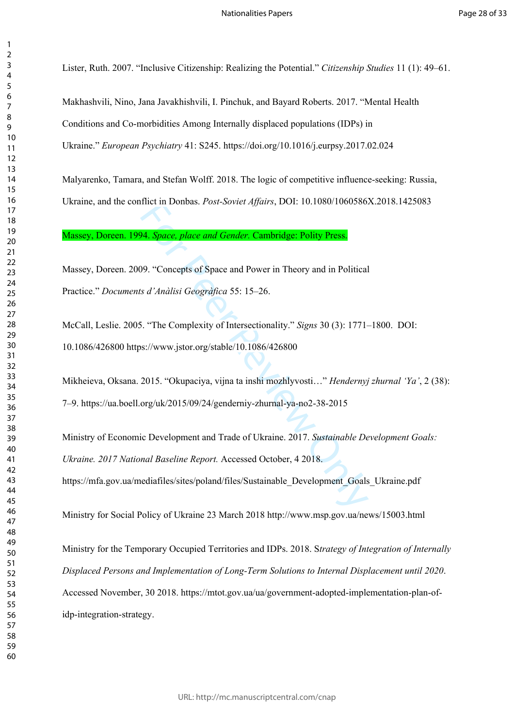Lister, Ruth. 2007. "Inclusive Citizenship: Realizing the Potential." *Citizenship Studies* 11 (1): 49–61.

Makhashvili, Nino, Jana Javakhishvili, I. Pinchuk, and Bayard Roberts. 2017. "Mental Health Conditions and Co-morbidities Among Internally displaced populations (IDPs) in Ukraine." *European Psychiatry* 41: S245. https://doi.org/10.1016/j.eurpsy.2017.02.024

Malyarenko, Tamara, and Stefan Wolff. 2018. The logic of competitive influence-seeking: Russia, Ukraine, and the conflict in Donbas. *Post-Soviet Affairs*, DOI: 10.1080/1060586X.2018.1425083

Massey, Doreen. 1994. *Space, place and Gender*. Cambridge: Polity Press.

Massey, Doreen. 2009. "Concepts of Space and Power in Theory and in Political Practice." *Documents d'Anàlisi Geogràfica* 55: 15–26.

McCall, Leslie. 2005. "The Complexity of Intersectionality." *Signs* 30 (3): 1771–1800. DOI: 10.1086/426800 https://www.jstor.org/stable/10.1086/426800

Mikheieva, Oksana. 2015. "Okupaciya, vijna ta inshi mozhlyvosti…" *Hendernyj zhurnal 'Ya'*, 2 (38): 7–9. https://ua.boell.org/uk/2015/09/24/genderniy-zhurnal-ya-no2-38-2015

Ministry of Economic Development and Trade of Ukraine. 2017. *Sustainable Development Goals: Ukraine. 2017 National Baseline Report.* Accessed October, 4 2018. https://mfa.gov.ua/mediafiles/sites/poland/files/Sustainable_Development_Goals_Ukraine.pdf

Ministry for Social Policy of Ukraine 23 March 2018 http://www.msp.gov.ua/news/15003.html

Ministry for the Temporary Occupied Territories and IDPs. 2018. S*trategy of Integration of Internally Displaced Persons and Implementation of Long-Term Solutions to Internal Displacement until 2020*. Accessed November, 30 2018. https://mtot.gov.ua/ua/government-adopted-implementation-plan-of-idp-integration-strategy.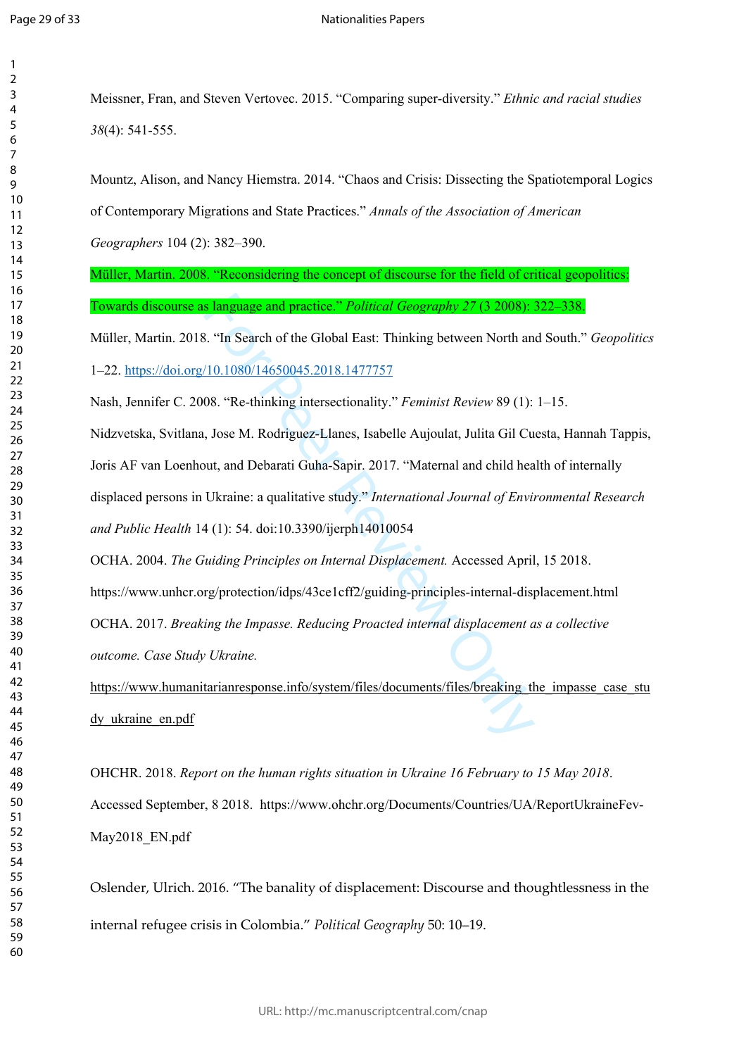Meissner, Fran, and Steven Vertovec. 2015. “Comparing super-diversity.” *Ethnic and racial studies 38*(4): 541-555.

Mountz, Alison, and Nancy Hiemstra. 2014. “Chaos and Crisis: Dissecting the Spatiotemporal Logics of Contemporary Migrations and State Practices.” *Annals of the Association of American Geographers* 104 (2): 382–390.

Müller, Martin. 2008. “Reconsidering the concept of discourse for the field of critical geopolitics: Towards discourse as language and practice.” *Political Geography 27* (3 2008): 322–338.

Müller, Martin. 2018. “In Search of the Global East: Thinking between North and South.” *Geopolitics* 1–22. https://doi.org/10.1080/14650045.2018.1477757

Nash, Jennifer C. 2008. “Re-thinking intersectionality.” *Feminist Review* 89 (1): 1–15.

Nidzvetska, Svitlana, Jose M. Rodriguez-Llanes, Isabelle Aujoulat, Julita Gil Cuesta, Hannah Tappis, Joris AF van Loenhout, and Debarati Guha-Sapir. 2017. “Maternal and child health of internally displaced persons in Ukraine: a qualitative study.” *International Journal of Environmental Research and Public Health* 14 (1): 54. doi:10.3390/ijerph14010054

OCHA. 2004. *The Guiding Principles on Internal Displacement.* Accessed April, 15 2018. https://www.unhcr.org/protection/idps/43ce1cff2/guiding-principles-internal-displacement.html

OCHA. 2017. *Breaking the Impasse. Reducing Proacted internal displacement as a collective outcome. Case Study Ukraine.* https://www.humanitarianresponse.info/system/files/documents/files/breaking_the_impasse_case_study_ukraine_en.pdf

OHCHR. 2018. *Report on the human rights situation in Ukraine 16 February to 15 May 2018*. Accessed September, 8 2018. https://www.ohchr.org/Documents/Countries/UA/ReportUkraineFev-May2018_EN.pdf

Oslender, Ulrich. 2016. “The banality of displacement: Discourse and thoughtlessness in the internal refugee crisis in Colombia.” *Political Geography* 50: 10–19.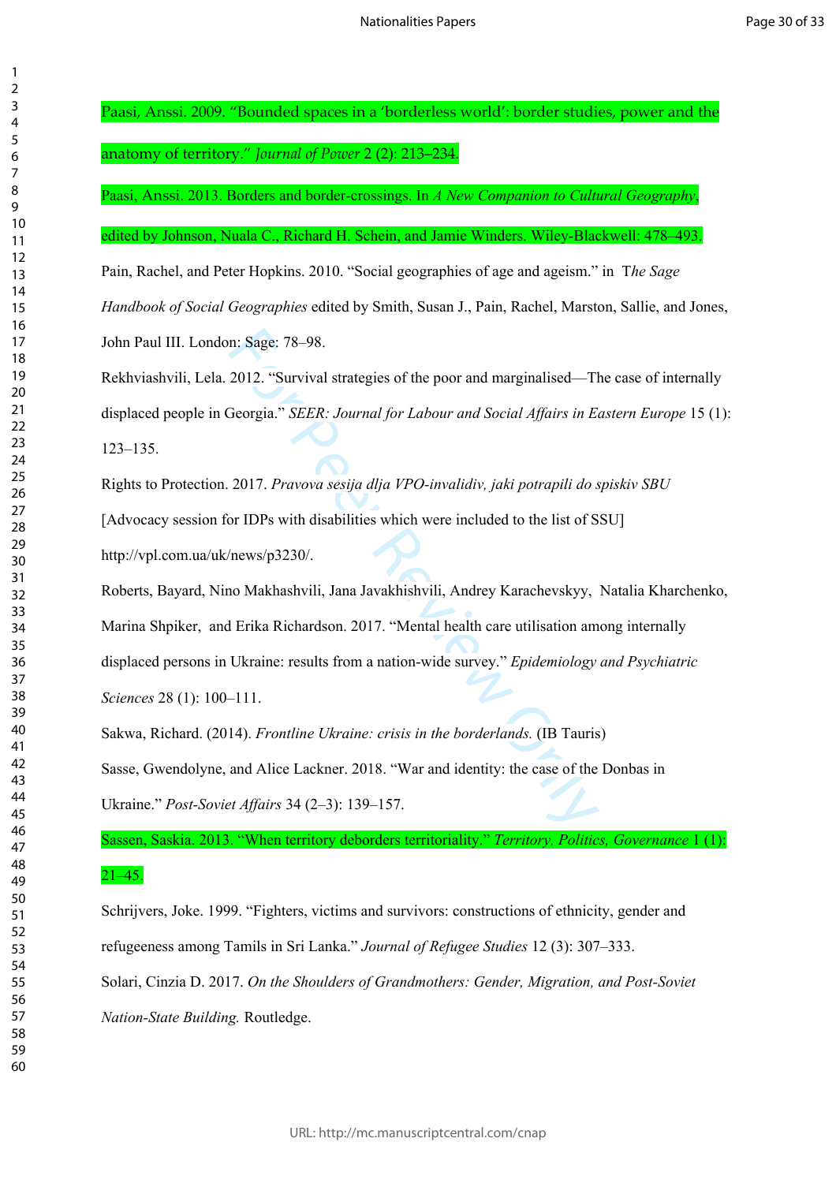Paasi, Anssi. 2009. "Bounded spaces in a 'borderless world': border studies, power and the anatomy of territory." *Journal of Power* 2 (2): 213–234.

Paasi, Anssi. 2013. Borders and border-crossings. In *A New Companion to Cultural Geography*, edited by Johnson, Nuala C., Richard H. Schein, and Jamie Winders. Wiley-Blackwell: 478–493.

Pain, Rachel, and Peter Hopkins. 2010. "Social geographies of age and ageism." in T*he Sage Handbook of Social Geographies* edited by Smith, Susan J., Pain, Rachel, Marston, Sallie, and Jones, John Paul III. London: Sage: 78–98.

Rekhviashvili, Lela. 2012. "Survival strategies of the poor and marginalised—The case of internally displaced people in Georgia." *SEER: Journal for Labour and Social Affairs in Eastern Europe* 15 (1): 123–135.

Rights to Protection. 2017. *Pravova sesija dlja VPO-invalidiv, jaki potrapili do spiskiv SBU* [Advocacy session for IDPs with disabilities which were included to the list of SSU] http://vpl.com.ua/uk/news/p3230/.

Roberts, Bayard, Nino Makhashvili, Jana Javakhishvili, Andrey Karachevskyy, Natalia Kharchenko, Marina Shpiker, and Erika Richardson. 2017. "Mental health care utilisation among internally displaced persons in Ukraine: results from a nation-wide survey." *Epidemiology and Psychiatric Sciences* 28 (1): 100–111.

Sakwa, Richard. (2014). *Frontline Ukraine: crisis in the borderlands.* (IB Tauris)

Sasse, Gwendolyne, and Alice Lackner. 2018. "War and identity: the case of the Donbas in Ukraine." *Post-Soviet Affairs* 34 (2–3): 139–157.

Sassen, Saskia. 2013. "When territory deborders territoriality." *Territory, Politics, Governance* 1 (1): 21–45.

Schrijvers, Joke. 1999. "Fighters, victims and survivors: constructions of ethnicity, gender and refugeeness among Tamils in Sri Lanka." *Journal of Refugee Studies* 12 (3): 307–333.

Solari, Cinzia D. 2017. *On the Shoulders of Grandmothers: Gender, Migration, and Post-Soviet Nation-State Building.* Routledge.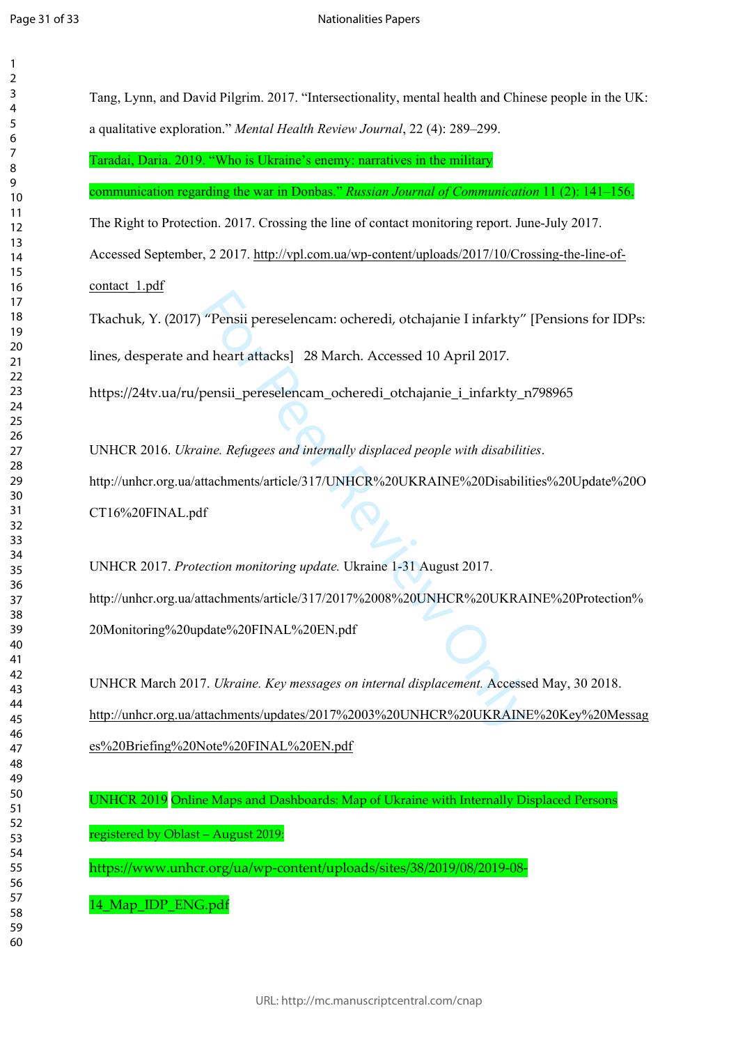Tang, Lynn, and David Pilgrim. 2017. "Intersectionality, mental health and Chinese people in the UK: a qualitative exploration." *Mental Health Review Journal*, 22 (4): 289–299.

Taradai, Daria. 2019. "Who is Ukraine's enemy: narratives in the military communication regarding the war in Donbas." *Russian Journal of Communication* 11 (2): 141–156.

The Right to Protection. 2017. Crossing the line of contact monitoring report. June-July 2017. Accessed September, 2 2017. http://vpl.com.ua/wp-content/uploads/2017/10/Crossing-the-line-of-contact_1.pdf

Tkachuk, Y. (2017) "Pensii pereselencam: ocheredi, otchajanie I infarkty" [Pensions for IDPs: lines, desperate and heart attacks] 28 March. Accessed 10 April 2017. https://24tv.ua/ru/pensii_pereselencam_ocheredi_otchajanie_i_infarkty_n798965

UNHCR 2016. *Ukraine. Refugees and internally displaced people with disabilities*. http://unhcr.org.ua/attachments/article/317/UNHCR%20UKRAINE%20Disabilities%20Update%20OCT16%20FINAL.pdf

UNHCR 2017. *Protection monitoring update.* Ukraine 1-31 August 2017. http://unhcr.org.ua/attachments/article/317/2017%2008%20UNHCR%20UKRAINE%20Protection%20Monitoring%20update%20FINAL%20EN.pdf

UNHCR March 2017. *Ukraine. Key messages on internal displacement.* Accessed May, 30 2018. http://unhcr.org.ua/attachments/updates/2017%2003%20UNHCR%20UKRAINE%20Key%20Messages%20Briefing%20Note%20FINAL%20EN.pdf

UNHCR 2019 Online Maps and Dashboards: Map of Ukraine with Internally Displaced Persons registered by Oblast – August 2019: https://www.unhcr.org/ua/wp-content/uploads/sites/38/2019/08/2019-08-14_Map_IDP_ENG.pdf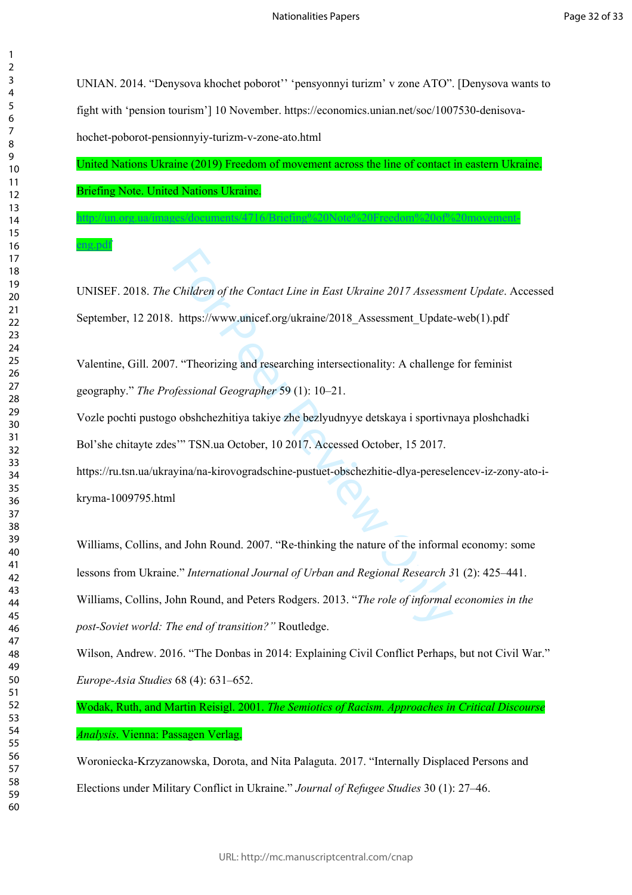UNIAN. 2014. “Denysova khochet poborot’’ ‘pensyonnyi turizm’ v zone ATO”. [Denysova wants to fight with ‘pension tourism’] 10 November. https://economics.unian.net/soc/1007530-denisova-hochet-poborot-pensionnyiy-turizm-v-zone-ato.html

United Nations Ukraine (2019) Freedom of movement across the line of contact in eastern Ukraine. Briefing Note. United Nations Ukraine. http://un.org.ua/images/documents/4716/Briefing%20Note%20Freedom%20of%20movement-eng.pdf

UNISEF. 2018. *The Children of the Contact Line in East Ukraine 2017 Assessment Update*. Accessed September, 12 2018. https://www.unicef.org/ukraine/2018_Assessment_Update-web(1).pdf

Valentine, Gill. 2007. “Theorizing and researching intersectionality: A challenge for feminist geography.” *The Professional Geographer* 59 (1): 10–21.

Vozle pochti pustogo obshchezhitiya takiye zhe bezlyudnyye detskaya i sportivnaya ploshchadki Bol’she chitayte zdes’” TSN.ua October, 10 2017. Accessed October, 15 2017. https://ru.tsn.ua/ukrayina/na-kirovogradschine-pustuet-obschezhitie-dlya-pereselencev-iz-zony-ato-i-kryma-1009795.html

Williams, Collins, and John Round. 2007. “Re-thinking the nature of the informal economy: some lessons from Ukraine.” *International Journal of Urban and Regional Research* 31 (2): 425–441.

Williams, Collins, John Round, and Peters Rodgers. 2013. “*The role of informal economies in the post-Soviet world: The end of transition?”* Routledge.

Wilson, Andrew. 2016. “The Donbas in 2014: Explaining Civil Conflict Perhaps, but not Civil War.” *Europe-Asia Studies* 68 (4): 631–652.

Wodak, Ruth, and Martin Reisigl. 2001. *The Semiotics of Racism. Approaches in Critical Discourse Analysis*. Vienna: Passagen Verlag.

Woroniecka-Krzyzanowska, Dorota, and Nita Palaguta. 2017. “Internally Displaced Persons and Elections under Military Conflict in Ukraine.” *Journal of Refugee Studies* 30 (1): 27–46.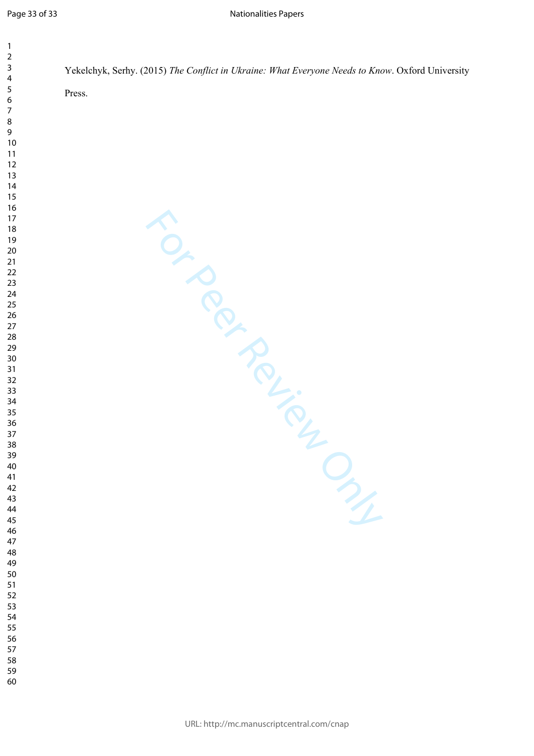Yekelchyk, Serhy. (2015) *The Conflict in Ukraine: What Everyone Needs to Know*. Oxford University Press.